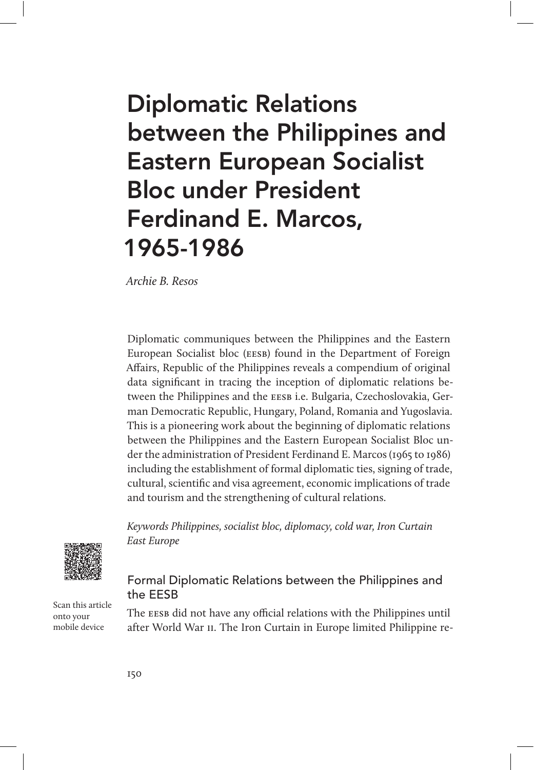# Diplomatic Relations between the Philippines and Eastern European Socialist Bloc under President Ferdinand E. Marcos, 1965-1986

*Archie B. Resos*

Diplomatic communiques between the Philippines and the Eastern European Socialist bloc (EESB) found in the Department of Foreign Affairs, Republic of the Philippines reveals a compendium of original data significant in tracing the inception of diplomatic relations between the Philippines and the EESB i.e. Bulgaria, Czechoslovakia, German Democratic Republic, Hungary, Poland, Romania and Yugoslavia. This is a pioneering work about the beginning of diplomatic relations between the Philippines and the Eastern European Socialist Bloc under the administration of President Ferdinand E. Marcos (1965 to 1986) including the establishment of formal diplomatic ties, signing of trade, cultural, scientific and visa agreement, economic implications of trade and tourism and the strengthening of cultural relations.

*Keywords Philippines, socialist bloc, diplomacy, cold war, Iron Curtain East Europe*

Scan this article onto your mobile device

## Formal Diplomatic Relations between the Philippines and the EESB

The EESB did not have any official relations with the Philippines until after World War II. The Iron Curtain in Europe limited Philippine re-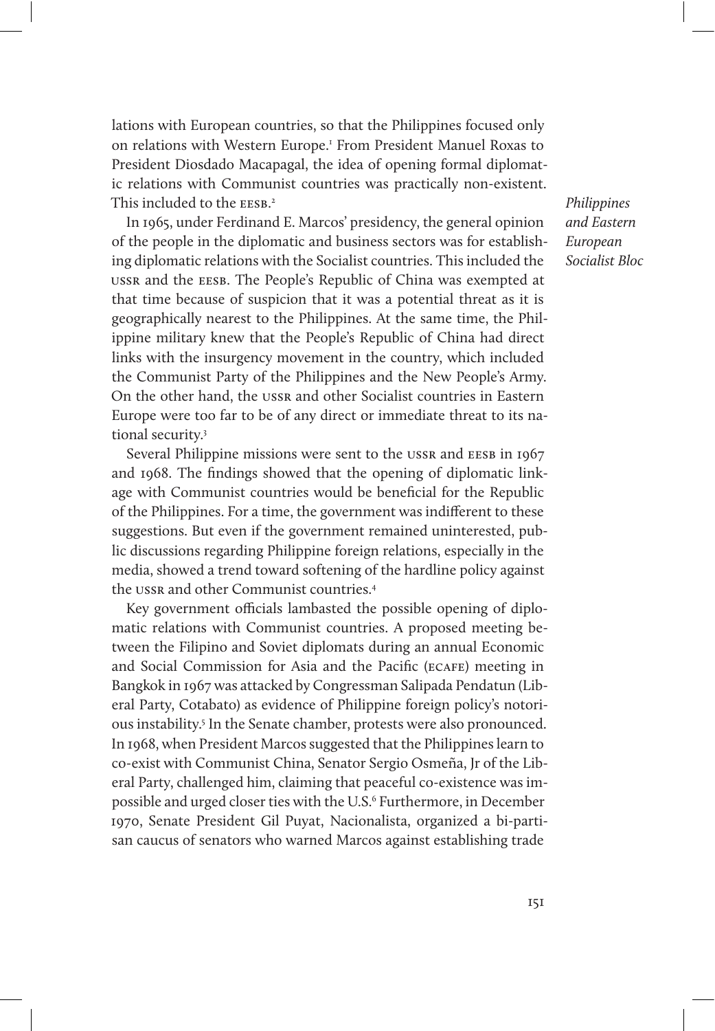lations with European countries, so that the Philippines focused only on relations with Western Europe.[1] From President Manuel Roxas to President Diosdado Macapagal, the idea of opening formal diplomatic relations with Communist countries was practically non-existent. This included to the EESB.[2]

In 1965, under Ferdinand E. Marcos' presidency, the general opinion of the people in the diplomatic and business sectors was for establishing diplomatic relations with the Socialist countries. This included the USSR and the EESB. The People's Republic of China was exempted at that time because of suspicion that it was a potential threat as it is geographically nearest to the Philippines. At the same time, the Philippine military knew that the People's Republic of China had direct links with the insurgency movement in the country, which included the Communist Party of the Philippines and the New People's Army. On the other hand, the USSR and other Socialist countries in Eastern Europe were too far to be of any direct or immediate threat to its national security.[3]

Several Philippine missions were sent to the USSR and EESB in 1967 and 1968. The findings showed that the opening of diplomatic linkage with Communist countries would be beneficial for the Republic of the Philippines. For a time, the government was indifferent to these suggestions. But even if the government remained uninterested, public discussions regarding Philippine foreign relations, especially in the media, showed a trend toward softening of the hardline policy against the USSR and other Communist countries.[4]

Key government officials lambasted the possible opening of diplomatic relations with Communist countries. A proposed meeting between the Filipino and Soviet diplomats during an annual Economic and Social Commission for Asia and the Pacific (ECAFE) meeting in Bangkok in 1967 was attacked by Congressman Salipada Pendatun (Liberal Party, Cotabato) as evidence of Philippine foreign policy's notorious instability.[5] In the Senate chamber, protests were also pronounced. In 1968, when President Marcos suggested that the Philippines learn to co-exist with Communist China, Senator Sergio Osmeña, Jr of the Liberal Party, challenged him, claiming that peaceful co-existence was impossible and urged closer ties with the U.S.[6] Furthermore, in December 1970, Senate President Gil Puyat, Nacionalista, organized a bi-partisan caucus of senators who warned Marcos against establishing trade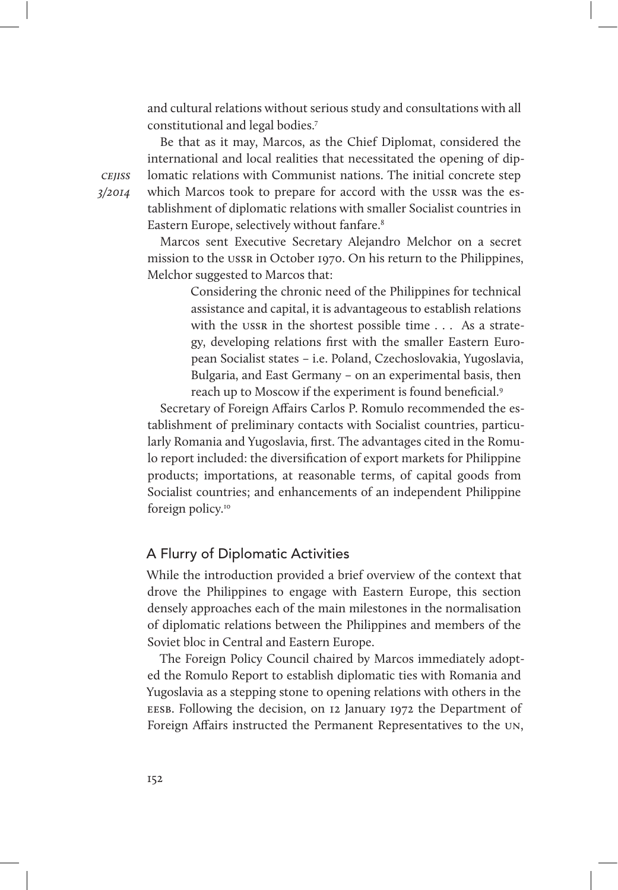and cultural relations without serious study and consultations with all constitutional and legal bodies.[7]

Be that as it may, Marcos, as the Chief Diplomat, considered the international and local realities that necessitated the opening of diplomatic relations with Communist nations. The initial concrete step which Marcos took to prepare for accord with the USSR was the establishment of diplomatic relations with smaller Socialist countries in Eastern Europe, selectively without fanfare.[8]

Marcos sent Executive Secretary Alejandro Melchor on a secret mission to the USSR in October 1970. On his return to the Philippines, Melchor suggested to Marcos that:

> Considering the chronic need of the Philippines for technical assistance and capital, it is advantageous to establish relations with the USSR in the shortest possible time . . . As a strategy, developing relations first with the smaller Eastern European Socialist states – i.e. Poland, Czechoslovakia, Yugoslavia, Bulgaria, and East Germany – on an experimental basis, then reach up to Moscow if the experiment is found beneficial.[9]

Secretary of Foreign Affairs Carlos P. Romulo recommended the establishment of preliminary contacts with Socialist countries, particularly Romania and Yugoslavia, first. The advantages cited in the Romulo report included: the diversification of export markets for Philippine products; importations, at reasonable terms, of capital goods from Socialist countries; and enhancements of an independent Philippine foreign policy.[10]

## A Flurry of Diplomatic Activities

While the introduction provided a brief overview of the context that drove the Philippines to engage with Eastern Europe, this section densely approaches each of the main milestones in the normalisation of diplomatic relations between the Philippines and members of the Soviet bloc in Central and Eastern Europe.

The Foreign Policy Council chaired by Marcos immediately adopted the Romulo Report to establish diplomatic ties with Romania and Yugoslavia as a stepping stone to opening relations with others in the EESB. Following the decision, on 12 January 1972 the Department of Foreign Affairs instructed the Permanent Representatives to the UN,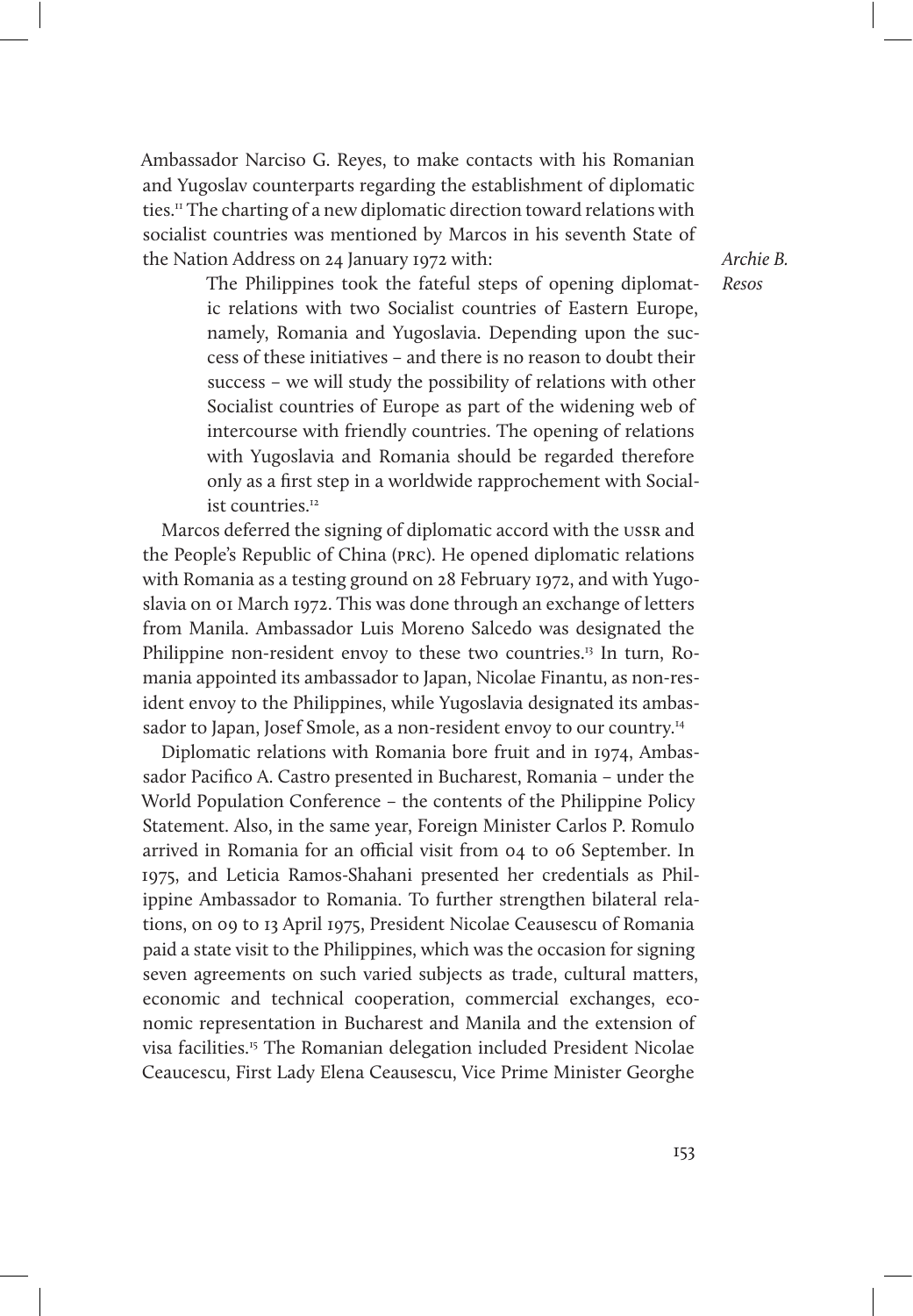Ambassador Narciso G. Reyes, to make contacts with his Romanian and Yugoslav counterparts regarding the establishment of diplomatic ties.[11] The charting of a new diplomatic direction toward relations with socialist countries was mentioned by Marcos in his seventh State of the Nation Address on 24 January 1972 with:

> The Philippines took the fateful steps of opening diplomatic relations with two Socialist countries of Eastern Europe, namely, Romania and Yugoslavia. Depending upon the success of these initiatives – and there is no reason to doubt their success – we will study the possibility of relations with other Socialist countries of Europe as part of the widening web of intercourse with friendly countries. The opening of relations with Yugoslavia and Romania should be regarded therefore only as a first step in a worldwide rapprochement with Socialist countries.[12]

Marcos deferred the signing of diplomatic accord with the USSR and the People's Republic of China (PRC). He opened diplomatic relations with Romania as a testing ground on 28 February 1972, and with Yugoslavia on 01 March 1972. This was done through an exchange of letters from Manila. Ambassador Luis Moreno Salcedo was designated the Philippine non-resident envoy to these two countries.[13] In turn, Romania appointed its ambassador to Japan, Nicolae Finantu, as non-resident envoy to the Philippines, while Yugoslavia designated its ambassador to Japan, Josef Smole, as a non-resident envoy to our country.[14]

Diplomatic relations with Romania bore fruit and in 1974, Ambassador Pacifico A. Castro presented in Bucharest, Romania – under the World Population Conference – the contents of the Philippine Policy Statement. Also, in the same year, Foreign Minister Carlos P. Romulo arrived in Romania for an official visit from 04 to 06 September. In 1975, and Leticia Ramos-Shahani presented her credentials as Philippine Ambassador to Romania. To further strengthen bilateral relations, on 09 to 13 April 1975, President Nicolae Ceausescu of Romania paid a state visit to the Philippines, which was the occasion for signing seven agreements on such varied subjects as trade, cultural matters, economic and technical cooperation, commercial exchanges, economic representation in Bucharest and Manila and the extension of visa facilities.[15] The Romanian delegation included President Nicolae Ceaucescu, First Lady Elena Ceausescu, Vice Prime Minister Georghe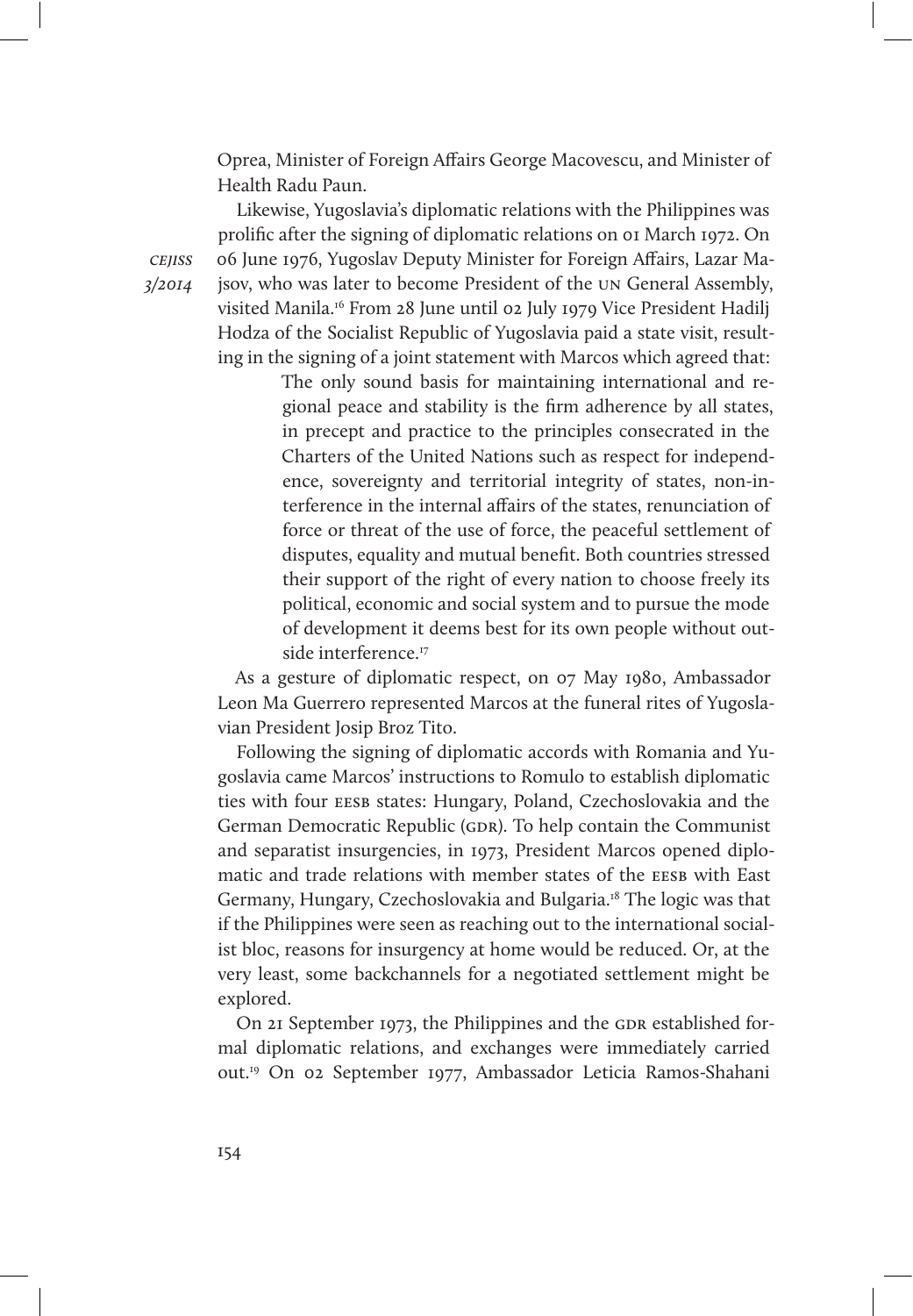Oprea, Minister of Foreign Affairs George Macovescu, and Minister of Health Radu Paun.

Likewise, Yugoslavia's diplomatic relations with the Philippines was prolific after the signing of diplomatic relations on 01 March 1972. On 06 June 1976, Yugoslav Deputy Minister for Foreign Affairs, Lazar Majsov, who was later to become President of the UN General Assembly, visited Manila.[16] From 28 June until 02 July 1979 Vice President Hadilj Hodza of the Socialist Republic of Yugoslavia paid a state visit, resulting in the signing of a joint statement with Marcos which agreed that:

> The only sound basis for maintaining international and regional peace and stability is the firm adherence by all states, in precept and practice to the principles consecrated in the Charters of the United Nations such as respect for independence, sovereignty and territorial integrity of states, non-interference in the internal affairs of the states, renunciation of force or threat of the use of force, the peaceful settlement of disputes, equality and mutual benefit. Both countries stressed their support of the right of every nation to choose freely its political, economic and social system and to pursue the mode of development it deems best for its own people without outside interference.[17]

As a gesture of diplomatic respect, on 07 May 1980, Ambassador Leon Ma Guerrero represented Marcos at the funeral rites of Yugoslavian President Josip Broz Tito.

Following the signing of diplomatic accords with Romania and Yugoslavia came Marcos' instructions to Romulo to establish diplomatic ties with four EESB states: Hungary, Poland, Czechoslovakia and the German Democratic Republic (GDR). To help contain the Communist and separatist insurgencies, in 1973, President Marcos opened diplomatic and trade relations with member states of the EESB with East Germany, Hungary, Czechoslovakia and Bulgaria.[18] The logic was that if the Philippines were seen as reaching out to the international socialist bloc, reasons for insurgency at home would be reduced. Or, at the very least, some backchannels for a negotiated settlement might be explored.

On 21 September 1973, the Philippines and the GDR established formal diplomatic relations, and exchanges were immediately carried out.[19] On 02 September 1977, Ambassador Leticia Ramos-Shahani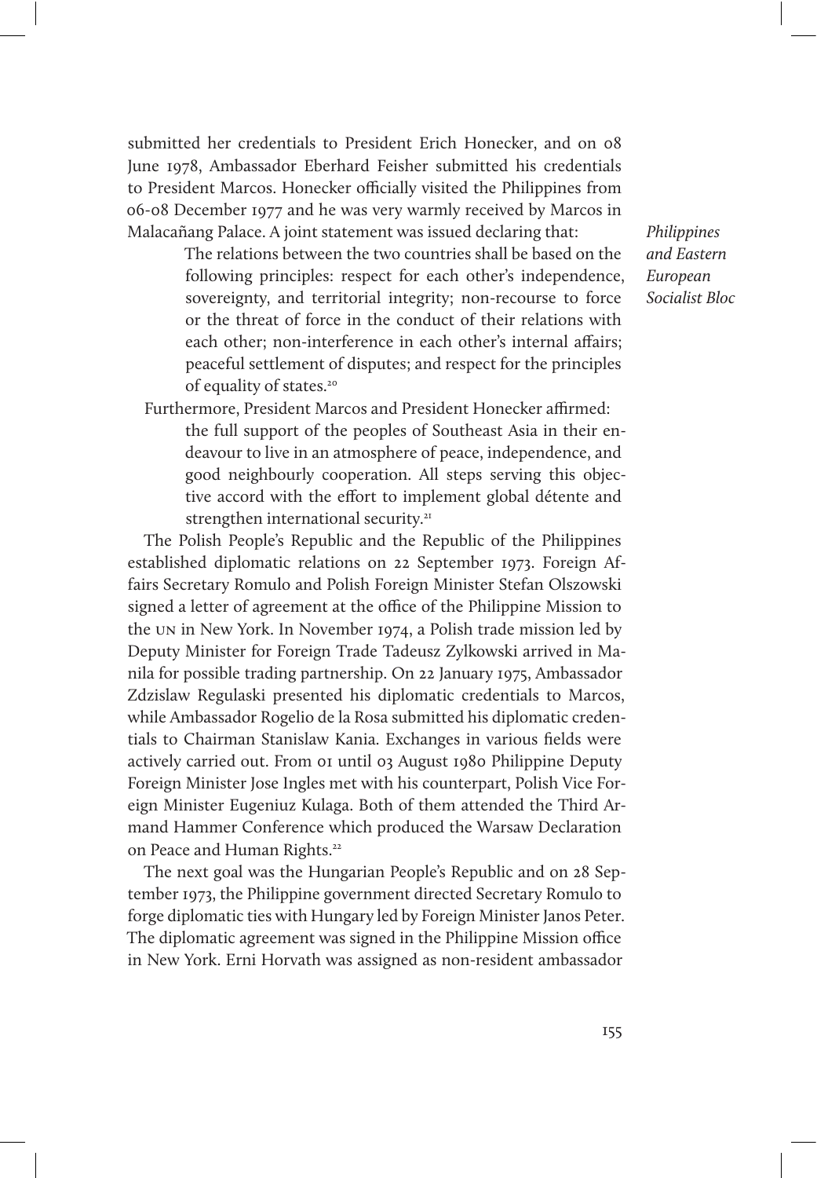submitted her credentials to President Erich Honecker, and on 08 June 1978, Ambassador Eberhard Feisher submitted his credentials to President Marcos. Honecker officially visited the Philippines from 06-08 December 1977 and he was very warmly received by Marcos in Malacañang Palace. A joint statement was issued declaring that:

> The relations between the two countries shall be based on the following principles: respect for each other's independence, sovereignty, and territorial integrity; non-recourse to force or the threat of force in the conduct of their relations with each other; non-interference in each other's internal affairs; peaceful settlement of disputes; and respect for the principles of equality of states.[20]

Furthermore, President Marcos and President Honecker affirmed:

> the full support of the peoples of Southeast Asia in their endeavour to live in an atmosphere of peace, independence, and good neighbourly cooperation. All steps serving this objective accord with the effort to implement global détente and strengthen international security.[21]

The Polish People's Republic and the Republic of the Philippines established diplomatic relations on 22 September 1973. Foreign Affairs Secretary Romulo and Polish Foreign Minister Stefan Olszowski signed a letter of agreement at the office of the Philippine Mission to the UN in New York. In November 1974, a Polish trade mission led by Deputy Minister for Foreign Trade Tadeusz Zylkowski arrived in Manila for possible trading partnership. On 22 January 1975, Ambassador Zdzislaw Regulaski presented his diplomatic credentials to Marcos, while Ambassador Rogelio de la Rosa submitted his diplomatic credentials to Chairman Stanislaw Kania. Exchanges in various fields were actively carried out. From 01 until 03 August 1980 Philippine Deputy Foreign Minister Jose Ingles met with his counterpart, Polish Vice Foreign Minister Eugeniuz Kulaga. Both of them attended the Third Armand Hammer Conference which produced the Warsaw Declaration on Peace and Human Rights.[22]

The next goal was the Hungarian People's Republic and on 28 September 1973, the Philippine government directed Secretary Romulo to forge diplomatic ties with Hungary led by Foreign Minister Janos Peter. The diplomatic agreement was signed in the Philippine Mission office in New York. Erni Horvath was assigned as non-resident ambassador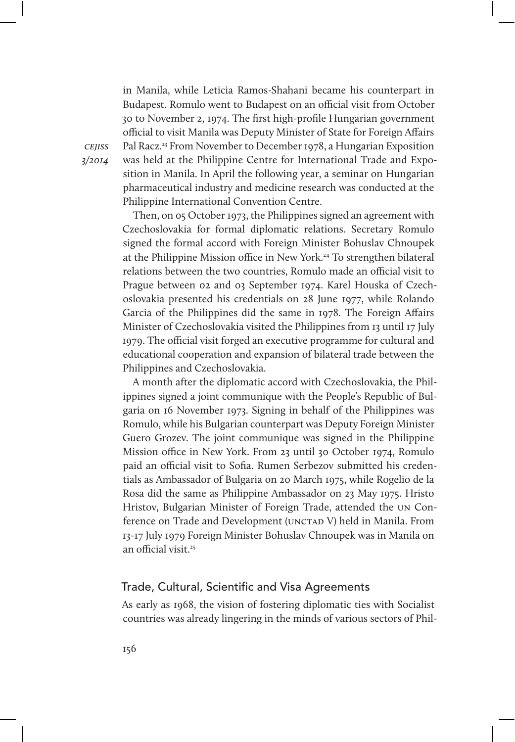in Manila, while Leticia Ramos-Shahani became his counterpart in Budapest. Romulo went to Budapest on an official visit from October 30 to November 2, 1974. The first high-profile Hungarian government official to visit Manila was Deputy Minister of State for Foreign Affairs Pal Racz.[23] From November to December 1978, a Hungarian Exposition was held at the Philippine Centre for International Trade and Exposition in Manila. In April the following year, a seminar on Hungarian pharmaceutical industry and medicine research was conducted at the Philippine International Convention Centre.

Then, on 05 October 1973, the Philippines signed an agreement with Czechoslovakia for formal diplomatic relations. Secretary Romulo signed the formal accord with Foreign Minister Bohuslav Chnoupek at the Philippine Mission office in New York.[24] To strengthen bilateral relations between the two countries, Romulo made an official visit to Prague between 02 and 03 September 1974. Karel Houska of Czechoslovakia presented his credentials on 28 June 1977, while Rolando Garcia of the Philippines did the same in 1978. The Foreign Affairs Minister of Czechoslovakia visited the Philippines from 13 until 17 July 1979. The official visit forged an executive programme for cultural and educational cooperation and expansion of bilateral trade between the Philippines and Czechoslovakia.

A month after the diplomatic accord with Czechoslovakia, the Philippines signed a joint communique with the People's Republic of Bulgaria on 16 November 1973. Signing in behalf of the Philippines was Romulo, while his Bulgarian counterpart was Deputy Foreign Minister Guero Grozev. The joint communique was signed in the Philippine Mission office in New York. From 23 until 30 October 1974, Romulo paid an official visit to Sofia. Rumen Serbezov submitted his credentials as Ambassador of Bulgaria on 20 March 1975, while Rogelio de la Rosa did the same as Philippine Ambassador on 23 May 1975. Hristo Hristov, Bulgarian Minister of Foreign Trade, attended the UN Conference on Trade and Development (UNCTAD V) held in Manila. From 13-17 July 1979 Foreign Minister Bohuslav Chnoupek was in Manila on an official visit.[25]

## Trade, Cultural, Scientific and Visa Agreements

As early as 1968, the vision of fostering diplomatic ties with Socialist countries was already lingering in the minds of various sectors of Phil-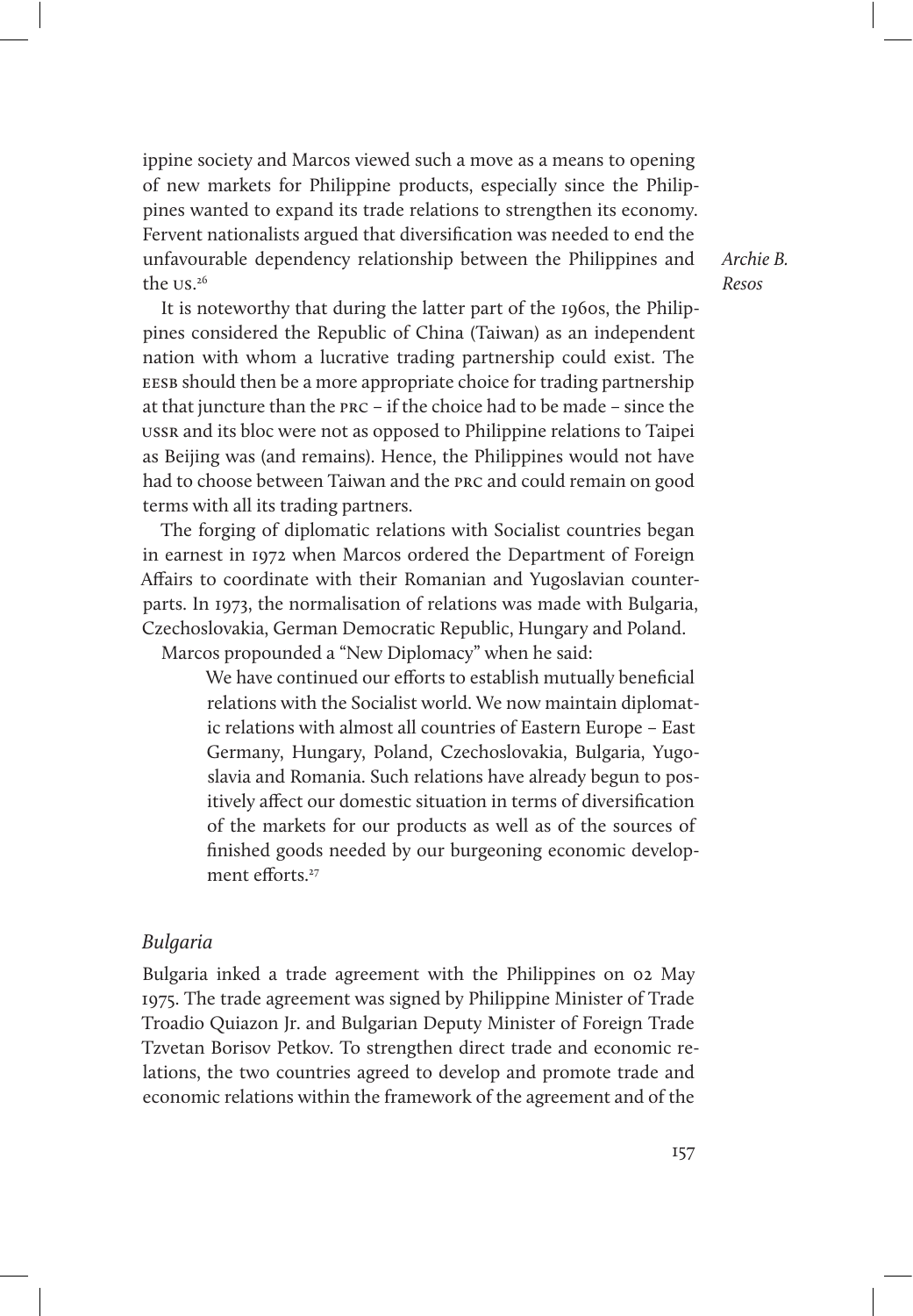ippine society and Marcos viewed such a move as a means to opening of new markets for Philippine products, especially since the Philippines wanted to expand its trade relations to strengthen its economy. Fervent nationalists argued that diversification was needed to end the unfavourable dependency relationship between the Philippines and the US.[26]

It is noteworthy that during the latter part of the 1960s, the Philippines considered the Republic of China (Taiwan) as an independent nation with whom a lucrative trading partnership could exist. The EESB should then be a more appropriate choice for trading partnership at that juncture than the PRC – if the choice had to be made – since the USSR and its bloc were not as opposed to Philippine relations to Taipei as Beijing was (and remains). Hence, the Philippines would not have had to choose between Taiwan and the PRC and could remain on good terms with all its trading partners.

The forging of diplomatic relations with Socialist countries began in earnest in 1972 when Marcos ordered the Department of Foreign Affairs to coordinate with their Romanian and Yugoslavian counterparts. In 1973, the normalisation of relations was made with Bulgaria, Czechoslovakia, German Democratic Republic, Hungary and Poland.

Marcos propounded a "New Diplomacy" when he said:

> We have continued our efforts to establish mutually beneficial relations with the Socialist world. We now maintain diplomatic relations with almost all countries of Eastern Europe – East Germany, Hungary, Poland, Czechoslovakia, Bulgaria, Yugoslavia and Romania. Such relations have already begun to positively affect our domestic situation in terms of diversification of the markets for our products as well as of the sources of finished goods needed by our burgeoning economic development efforts.[27]

## *Bulgaria*

Bulgaria inked a trade agreement with the Philippines on 02 May 1975. The trade agreement was signed by Philippine Minister of Trade Troadio Quiazon Jr. and Bulgarian Deputy Minister of Foreign Trade Tzvetan Borisov Petkov. To strengthen direct trade and economic relations, the two countries agreed to develop and promote trade and economic relations within the framework of the agreement and of the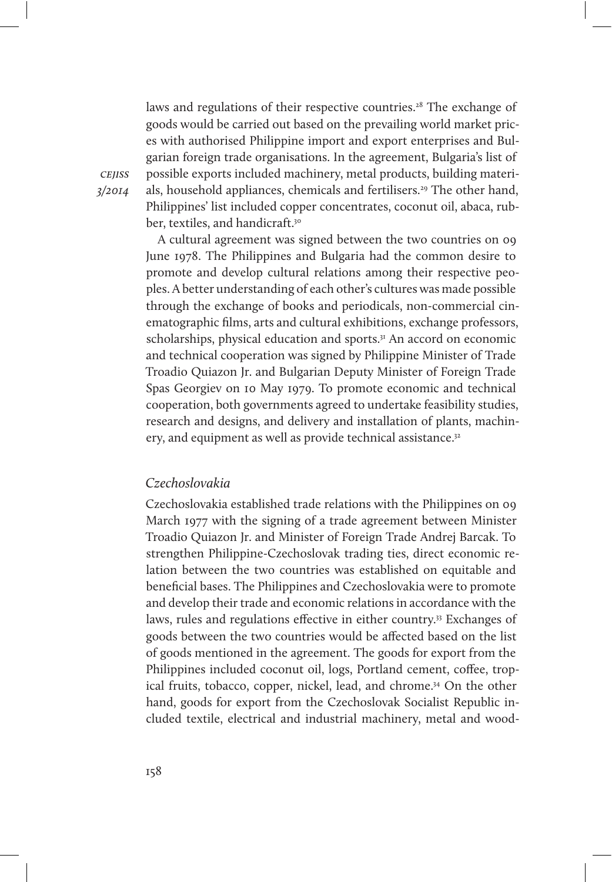laws and regulations of their respective countries.[28] The exchange of goods would be carried out based on the prevailing world market prices with authorised Philippine import and export enterprises and Bulgarian foreign trade organisations. In the agreement, Bulgaria's list of possible exports included machinery, metal products, building materials, household appliances, chemicals and fertilisers.[29] The other hand, Philippines' list included copper concentrates, coconut oil, abaca, rubber, textiles, and handicraft.[30]

A cultural agreement was signed between the two countries on 09 June 1978. The Philippines and Bulgaria had the common desire to promote and develop cultural relations among their respective peoples. A better understanding of each other's cultures was made possible through the exchange of books and periodicals, non-commercial cinematographic films, arts and cultural exhibitions, exchange professors, scholarships, physical education and sports.[31] An accord on economic and technical cooperation was signed by Philippine Minister of Trade Troadio Quiazon Jr. and Bulgarian Deputy Minister of Foreign Trade Spas Georgiev on 10 May 1979. To promote economic and technical cooperation, both governments agreed to undertake feasibility studies, research and designs, and delivery and installation of plants, machinery, and equipment as well as provide technical assistance.[32]

### *Czechoslovakia*

Czechoslovakia established trade relations with the Philippines on 09 March 1977 with the signing of a trade agreement between Minister Troadio Quiazon Jr. and Minister of Foreign Trade Andrej Barcak. To strengthen Philippine-Czechoslovak trading ties, direct economic relation between the two countries was established on equitable and beneficial bases. The Philippines and Czechoslovakia were to promote and develop their trade and economic relations in accordance with the laws, rules and regulations effective in either country.[33] Exchanges of goods between the two countries would be affected based on the list of goods mentioned in the agreement. The goods for export from the Philippines included coconut oil, logs, Portland cement, coffee, tropical fruits, tobacco, copper, nickel, lead, and chrome.[34] On the other hand, goods for export from the Czechoslovak Socialist Republic included textile, electrical and industrial machinery, metal and wood-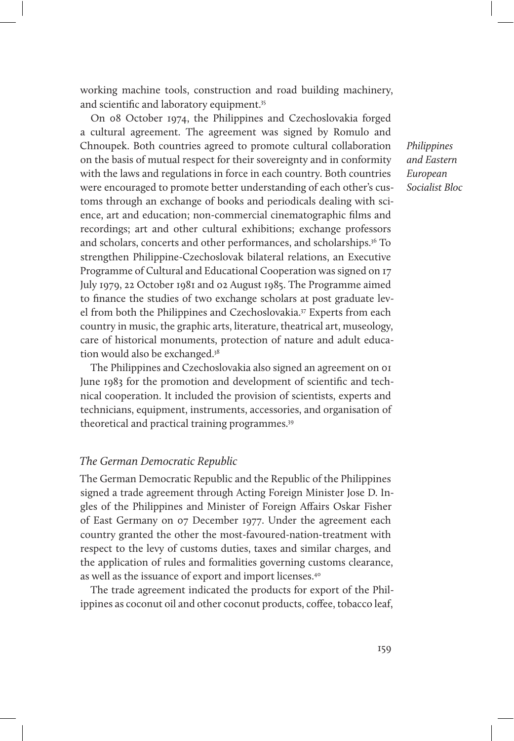working machine tools, construction and road building machinery, and scientific and laboratory equipment.[35]

On 08 October 1974, the Philippines and Czechoslovakia forged a cultural agreement. The agreement was signed by Romulo and Chnoupek. Both countries agreed to promote cultural collaboration on the basis of mutual respect for their sovereignty and in conformity with the laws and regulations in force in each country. Both countries were encouraged to promote better understanding of each other's customs through an exchange of books and periodicals dealing with science, art and education; non-commercial cinematographic films and recordings; art and other cultural exhibitions; exchange professors and scholars, concerts and other performances, and scholarships.[36] To strengthen Philippine-Czechoslovak bilateral relations, an Executive Programme of Cultural and Educational Cooperation was signed on 17 July 1979, 22 October 1981 and 02 August 1985. The Programme aimed to finance the studies of two exchange scholars at post graduate level from both the Philippines and Czechoslovakia.[37] Experts from each country in music, the graphic arts, literature, theatrical art, museology, care of historical monuments, protection of nature and adult education would also be exchanged.[38]

The Philippines and Czechoslovakia also signed an agreement on 01 June 1983 for the promotion and development of scientific and technical cooperation. It included the provision of scientists, experts and technicians, equipment, instruments, accessories, and organisation of theoretical and practical training programmes.[39]

### *The German Democratic Republic*

The German Democratic Republic and the Republic of the Philippines signed a trade agreement through Acting Foreign Minister Jose D. Ingles of the Philippines and Minister of Foreign Affairs Oskar Fisher of East Germany on 07 December 1977. Under the agreement each country granted the other the most-favoured-nation-treatment with respect to the levy of customs duties, taxes and similar charges, and the application of rules and formalities governing customs clearance, as well as the issuance of export and import licenses.[40]

The trade agreement indicated the products for export of the Philippines as coconut oil and other coconut products, coffee, tobacco leaf,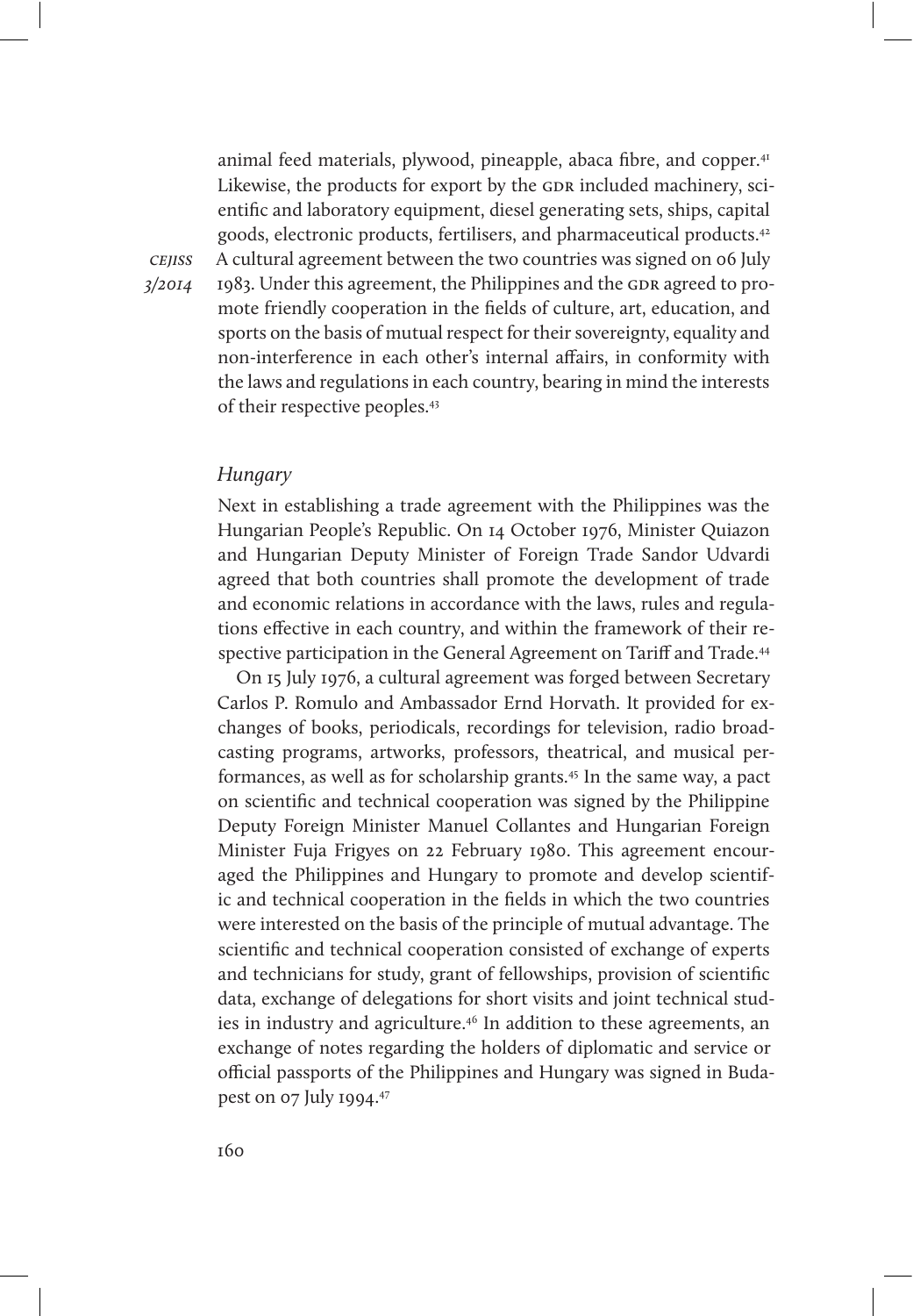animal feed materials, plywood, pineapple, abaca fibre, and copper.[41] Likewise, the products for export by the GDR included machinery, scientific and laboratory equipment, diesel generating sets, ships, capital goods, electronic products, fertilisers, and pharmaceutical products.[42] A cultural agreement between the two countries was signed on 06 July 1983. Under this agreement, the Philippines and the GDR agreed to promote friendly cooperation in the fields of culture, art, education, and sports on the basis of mutual respect for their sovereignty, equality and non-interference in each other's internal affairs, in conformity with the laws and regulations in each country, bearing in mind the interests of their respective peoples.[43]

### *Hungary*

Next in establishing a trade agreement with the Philippines was the Hungarian People's Republic. On 14 October 1976, Minister Quiazon and Hungarian Deputy Minister of Foreign Trade Sandor Udvardi agreed that both countries shall promote the development of trade and economic relations in accordance with the laws, rules and regulations effective in each country, and within the framework of their respective participation in the General Agreement on Tariff and Trade.[44]

On 15 July 1976, a cultural agreement was forged between Secretary Carlos P. Romulo and Ambassador Ernd Horvath. It provided for exchanges of books, periodicals, recordings for television, radio broadcasting programs, artworks, professors, theatrical, and musical performances, as well as for scholarship grants.[45] In the same way, a pact on scientific and technical cooperation was signed by the Philippine Deputy Foreign Minister Manuel Collantes and Hungarian Foreign Minister Fuja Frigyes on 22 February 1980. This agreement encouraged the Philippines and Hungary to promote and develop scientific and technical cooperation in the fields in which the two countries were interested on the basis of the principle of mutual advantage. The scientific and technical cooperation consisted of exchange of experts and technicians for study, grant of fellowships, provision of scientific data, exchange of delegations for short visits and joint technical studies in industry and agriculture.[46] In addition to these agreements, an exchange of notes regarding the holders of diplomatic and service or official passports of the Philippines and Hungary was signed in Budapest on 07 July 1994.[47]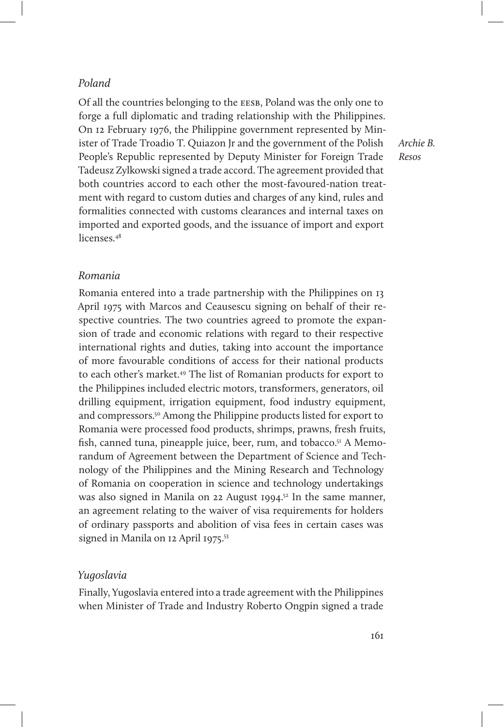### *Poland*

Of all the countries belonging to the EESB, Poland was the only one to forge a full diplomatic and trading relationship with the Philippines. On 12 February 1976, the Philippine government represented by Minister of Trade Troadio T. Quiazon Jr and the government of the Polish People's Republic represented by Deputy Minister for Foreign Trade Tadeusz Zylkowski signed a trade accord. The agreement provided that both countries accord to each other the most-favoured-nation treatment with regard to custom duties and charges of any kind, rules and formalities connected with customs clearances and internal taxes on imported and exported goods, and the issuance of import and export licenses.[48]

### *Romania*

Romania entered into a trade partnership with the Philippines on 13 April 1975 with Marcos and Ceausescu signing on behalf of their respective countries. The two countries agreed to promote the expansion of trade and economic relations with regard to their respective international rights and duties, taking into account the importance of more favourable conditions of access for their national products to each other's market.[49] The list of Romanian products for export to the Philippines included electric motors, transformers, generators, oil drilling equipment, irrigation equipment, food industry equipment, and compressors.[50] Among the Philippine products listed for export to Romania were processed food products, shrimps, prawns, fresh fruits, fish, canned tuna, pineapple juice, beer, rum, and tobacco.[51] A Memorandum of Agreement between the Department of Science and Technology of the Philippines and the Mining Research and Technology of Romania on cooperation in science and technology undertakings was also signed in Manila on 22 August 1994.[52] In the same manner, an agreement relating to the waiver of visa requirements for holders of ordinary passports and abolition of visa fees in certain cases was signed in Manila on 12 April 1975.[53]

### *Yugoslavia*

Finally, Yugoslavia entered into a trade agreement with the Philippines when Minister of Trade and Industry Roberto Ongpin signed a trade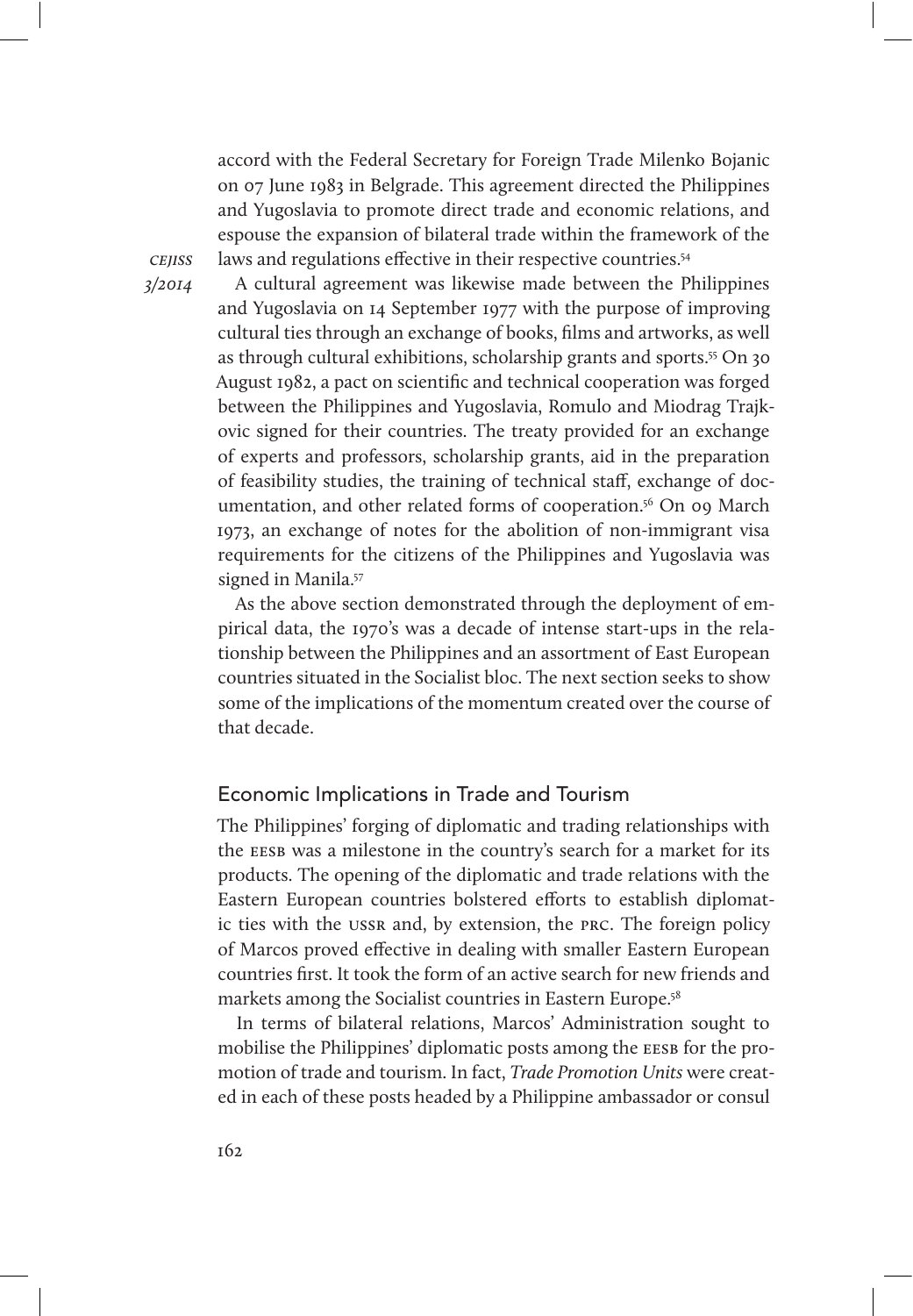accord with the Federal Secretary for Foreign Trade Milenko Bojanic on 07 June 1983 in Belgrade. This agreement directed the Philippines and Yugoslavia to promote direct trade and economic relations, and espouse the expansion of bilateral trade within the framework of the laws and regulations effective in their respective countries.[54]

A cultural agreement was likewise made between the Philippines and Yugoslavia on 14 September 1977 with the purpose of improving cultural ties through an exchange of books, films and artworks, as well as through cultural exhibitions, scholarship grants and sports.[55] On 30 August 1982, a pact on scientific and technical cooperation was forged between the Philippines and Yugoslavia, Romulo and Miodrag Trajkovic signed for their countries. The treaty provided for an exchange of experts and professors, scholarship grants, aid in the preparation of feasibility studies, the training of technical staff, exchange of documentation, and other related forms of cooperation.[56] On 09 March 1973, an exchange of notes for the abolition of non-immigrant visa requirements for the citizens of the Philippines and Yugoslavia was signed in Manila.[57]

As the above section demonstrated through the deployment of empirical data, the 1970's was a decade of intense start-ups in the relationship between the Philippines and an assortment of East European countries situated in the Socialist bloc. The next section seeks to show some of the implications of the momentum created over the course of that decade.

## Economic Implications in Trade and Tourism

The Philippines' forging of diplomatic and trading relationships with the EESB was a milestone in the country's search for a market for its products. The opening of the diplomatic and trade relations with the Eastern European countries bolstered efforts to establish diplomatic ties with the USSR and, by extension, the PRC. The foreign policy of Marcos proved effective in dealing with smaller Eastern European countries first. It took the form of an active search for new friends and markets among the Socialist countries in Eastern Europe.[58]

In terms of bilateral relations, Marcos' Administration sought to mobilise the Philippines' diplomatic posts among the EESB for the promotion of trade and tourism. In fact, *Trade Promotion Units* were created in each of these posts headed by a Philippine ambassador or consul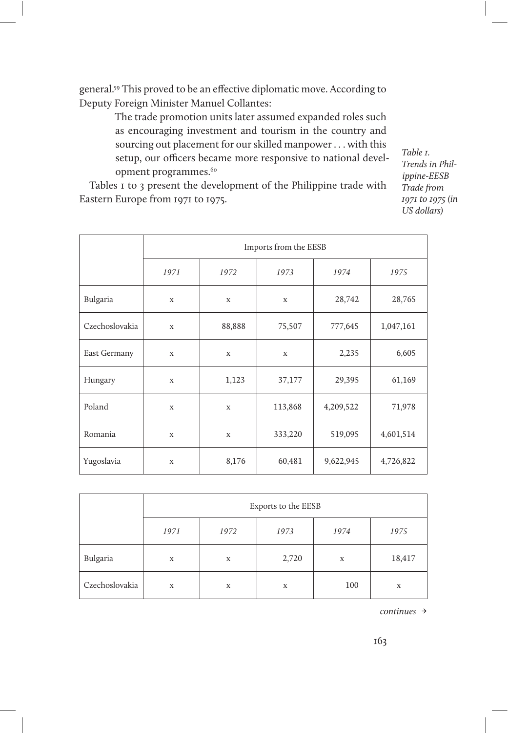general.[59] This proved to be an effective diplomatic move. According to Deputy Foreign Minister Manuel Collantes:

> The trade promotion units later assumed expanded roles such as encouraging investment and tourism in the country and sourcing out placement for our skilled manpower . . . with this setup, our officers became more responsive to national development programmes.[60]

Tables 1 to 3 present the development of the Philippine trade with Eastern Europe from 1971 to 1975.

*Table 1. Trends in Philippine-EESB Trade from 1971 to 1975 (in US dollars)*

| | Imports from the EESB | | | | |
|---|---|---|---|---|---|
| | *1971* | *1972* | *1973* | *1974* | *1975* |
| Bulgaria | x | x | x | 28,742 | 28,765 |
| Czechoslovakia | x | 88,888 | 75,507 | 777,645 | 1,047,161 |
| East Germany | x | x | x | 2,235 | 6,605 |
| Hungary | x | 1,123 | 37,177 | 29,395 | 61,169 |
| Poland | x | x | 113,868 | 4,209,522 | 71,978 |
| Romania | x | x | 333,220 | 519,095 | 4,601,514 |
| Yugoslavia | x | 8,176 | 60,481 | 9,622,945 | 4,726,822 |

| | Exports to the EESB | | | | |
|---|---|---|---|---|---|
| | *1971* | *1972* | *1973* | *1974* | *1975* |
| Bulgaria | x | x | 2,720 | x | 18,417 |
| Czechoslovakia | x | x | x | 100 | x |

*continues →*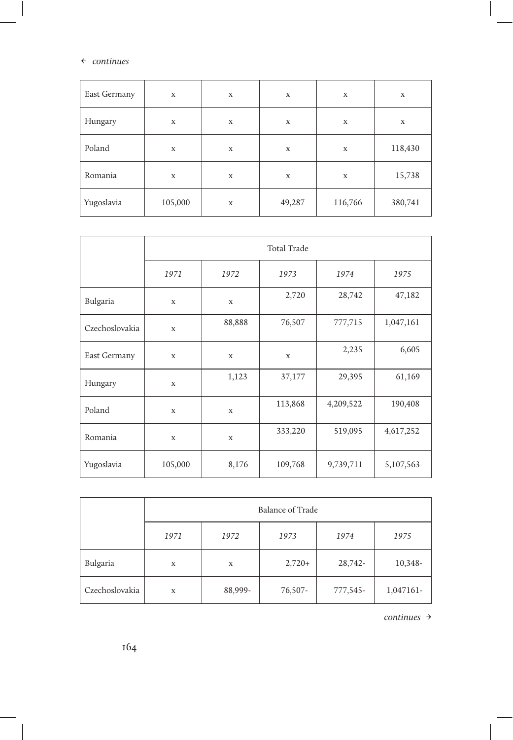← *continues*

| | | | | | |
|---|---|---|---|---|---|
| East Germany | x | x | x | x | x |
| Hungary | x | x | x | x | x |
| Poland | x | x | x | x | 118,430 |
| Romania | x | x | x | x | 15,738 |
| Yugoslavia | 105,000 | x | 49,287 | 116,766 | 380,741 |

| | Total Trade | | | | |
|---|---|---|---|---|---|
| | *1971* | *1972* | *1973* | *1974* | *1975* |
| Bulgaria | x | x | 2,720 | 28,742 | 47,182 |
| Czechoslovakia | x | 88,888 | 76,507 | 777,715 | 1,047,161 |
| East Germany | x | x | x | 2,235 | 6,605 |
| Hungary | x | 1,123 | 37,177 | 29,395 | 61,169 |
| Poland | x | x | 113,868 | 4,209,522 | 190,408 |
| Romania | x | x | 333,220 | 519,095 | 4,617,252 |
| Yugoslavia | 105,000 | 8,176 | 109,768 | 9,739,711 | 5,107,563 |

| | Balance of Trade | | | | |
|---|---|---|---|---|---|
| | *1971* | *1972* | *1973* | *1974* | *1975* |
| Bulgaria | x | x | 2,720+ | 28,742- | 10,348- |
| Czechoslovakia | x | 88,999- | 76,507- | 777,545- | 1047161- |

*continues* →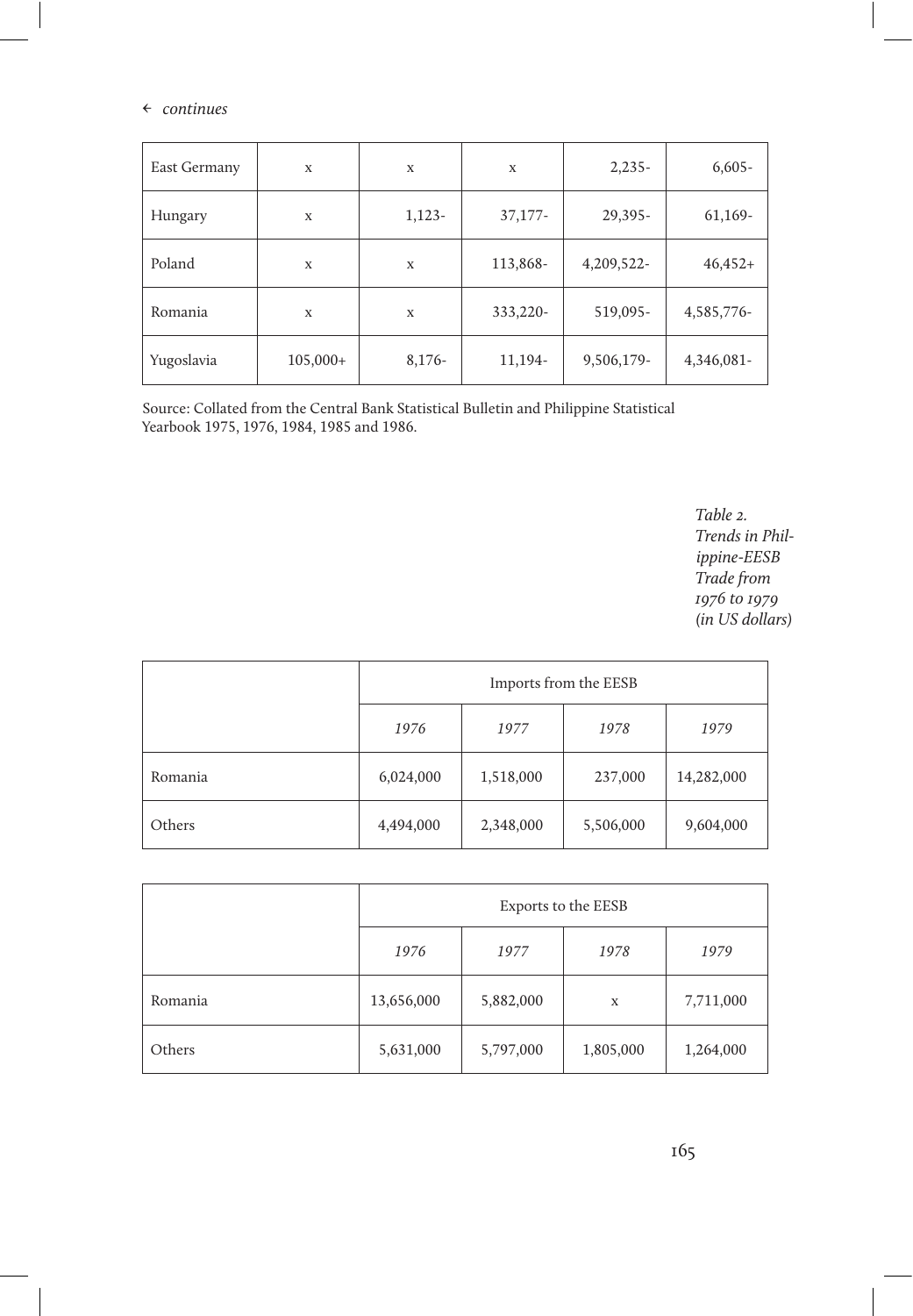← *continues*

| | | | | | |
|---|---|---|---|---|---|
| East Germany | x | x | x | 2,235- | 6,605- |
| Hungary | x | 1,123- | 37,177- | 29,395- | 61,169- |
| Poland | x | x | 113,868- | 4,209,522- | 46,452+ |
| Romania | x | x | 333,220- | 519,095- | 4,585,776- |
| Yugoslavia | 105,000+ | 8,176- | 11,194- | 9,506,179- | 4,346,081- |

Source: Collated from the Central Bank Statistical Bulletin and Philippine Statistical Yearbook 1975, 1976, 1984, 1985 and 1986.

*Table 2. Trends in Philippine-EESB Trade from 1976 to 1979 (in US dollars)*

| | Imports from the EESB | | | |
|---|---|---|---|---|
| | *1976* | *1977* | *1978* | *1979* |
| Romania | 6,024,000 | 1,518,000 | 237,000 | 14,282,000 |
| Others | 4,494,000 | 2,348,000 | 5,506,000 | 9,604,000 |

| | Exports to the EESB | | | |
|---|---|---|---|---|
| | *1976* | *1977* | *1978* | *1979* |
| Romania | 13,656,000 | 5,882,000 | x | 7,711,000 |
| Others | 5,631,000 | 5,797,000 | 1,805,000 | 1,264,000 |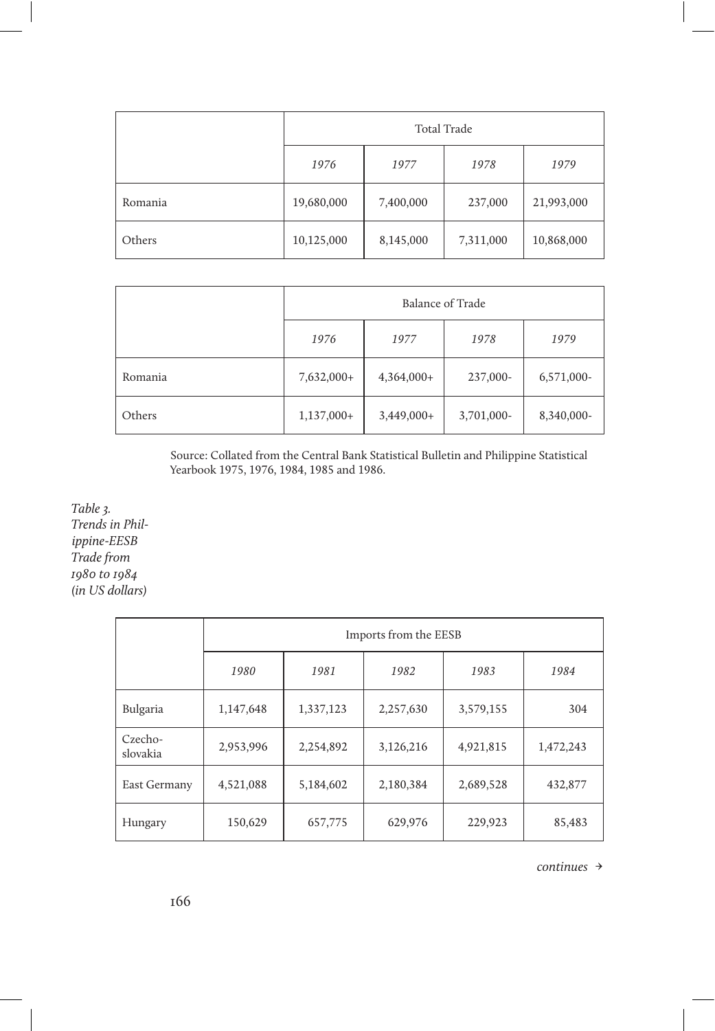| | Total Trade | | | |
|---|---|---|---|---|
| | *1976* | *1977* | *1978* | *1979* |
| Romania | 19,680,000 | 7,400,000 | 237,000 | 21,993,000 |
| Others | 10,125,000 | 8,145,000 | 7,311,000 | 10,868,000 |

| | Balance of Trade | | | |
|---|---|---|---|---|
| | *1976* | *1977* | *1978* | *1979* |
| Romania | 7,632,000+ | 4,364,000+ | 237,000- | 6,571,000- |
| Others | 1,137,000+ | 3,449,000+ | 3,701,000- | 8,340,000- |

Source: Collated from the Central Bank Statistical Bulletin and Philippine Statistical Yearbook 1975, 1976, 1984, 1985 and 1986.

*Table 3. Trends in Philippine-EESB Trade from 1980 to 1984 (in US dollars)*

| | Imports from the EESB | | | | |
|---|---|---|---|---|---|
| | *1980* | *1981* | *1982* | *1983* | *1984* |
| Bulgaria | 1,147,648 | 1,337,123 | 2,257,630 | 3,579,155 | 304 |
| Czecho-slovakia | 2,953,996 | 2,254,892 | 3,126,216 | 4,921,815 | 1,472,243 |
| East Germany | 4,521,088 | 5,184,602 | 2,180,384 | 2,689,528 | 432,877 |
| Hungary | 150,629 | 657,775 | 629,976 | 229,923 | 85,483 |

*continues* →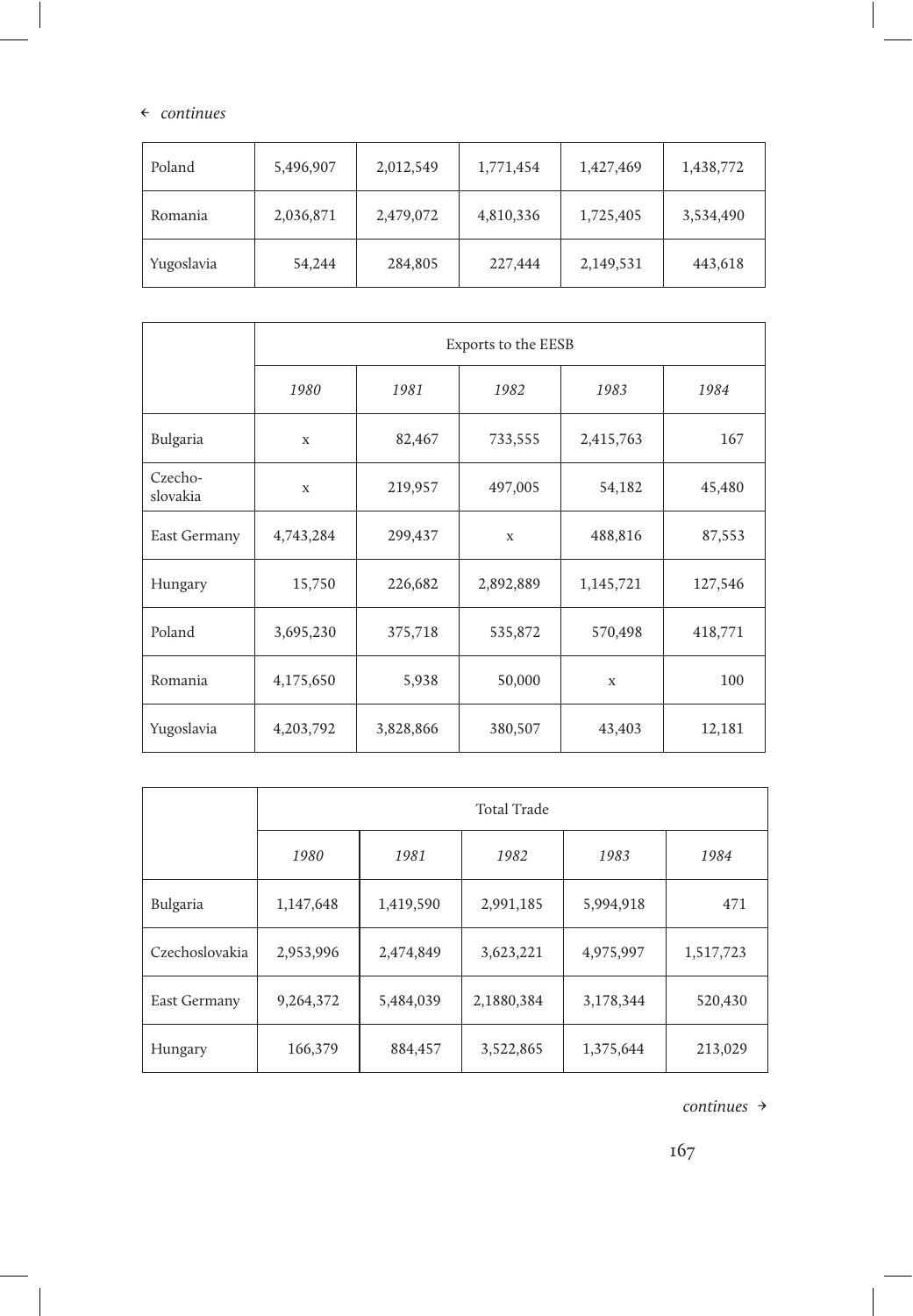← *continues*

| Poland | 5,496,907 | 2,012,549 | 1,771,454 | 1,427,469 | 1,438,772 |
|---|---|---|---|---|---|
| Romania | 2,036,871 | 2,479,072 | 4,810,336 | 1,725,405 | 3,534,490 |
| Yugoslavia | 54,244 | 284,805 | 227,444 | 2,149,531 | 443,618 |

| | Exports to the EESB | | | | |
|---|---|---|---|---|---|
| | *1980* | *1981* | *1982* | *1983* | *1984* |
| Bulgaria | x | 82,467 | 733,555 | 2,415,763 | 167 |
| Czecho-slovakia | x | 219,957 | 497,005 | 54,182 | 45,480 |
| East Germany | 4,743,284 | 299,437 | x | 488,816 | 87,553 |
| Hungary | 15,750 | 226,682 | 2,892,889 | 1,145,721 | 127,546 |
| Poland | 3,695,230 | 375,718 | 535,872 | 570,498 | 418,771 |
| Romania | 4,175,650 | 5,938 | 50,000 | x | 100 |
| Yugoslavia | 4,203,792 | 3,828,866 | 380,507 | 43,403 | 12,181 |

| | Total Trade | | | | |
|---|---|---|---|---|---|
| | *1980* | *1981* | *1982* | *1983* | *1984* |
| Bulgaria | 1,147,648 | 1,419,590 | 2,991,185 | 5,994,918 | 471 |
| Czechoslovakia | 2,953,996 | 2,474,849 | 3,623,221 | 4,975,997 | 1,517,723 |
| East Germany | 9,264,372 | 5,484,039 | 2,1880,384 | 3,178,344 | 520,430 |
| Hungary | 166,379 | 884,457 | 3,522,865 | 1,375,644 | 213,029 |

*continues* →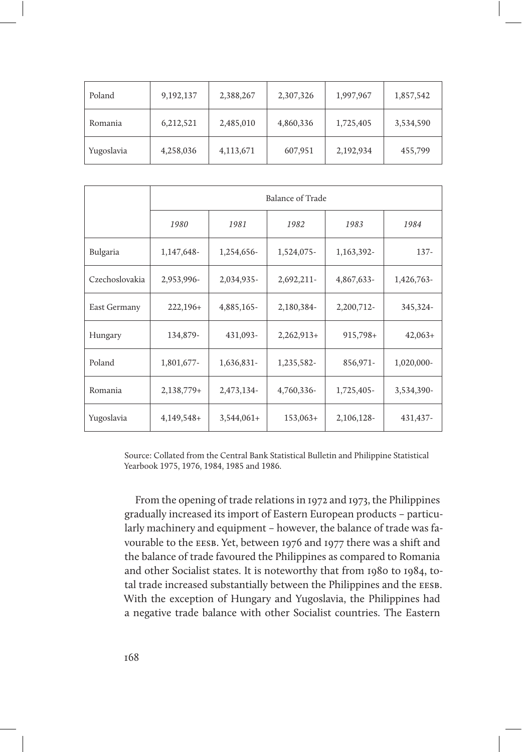| | | | | | |
|---|---|---|---|---|---|
| Poland | 9,192,137 | 2,388,267 | 2,307,326 | 1,997,967 | 1,857,542 |
| Romania | 6,212,521 | 2,485,010 | 4,860,336 | 1,725,405 | 3,534,590 |
| Yugoslavia | 4,258,036 | 4,113,671 | 607,951 | 2,192,934 | 455,799 |

| | Balance of Trade | | | | |
|---|---|---|---|---|---|
| | *1980* | *1981* | *1982* | *1983* | *1984* |
| Bulgaria | 1,147,648- | 1,254,656- | 1,524,075- | 1,163,392- | 137- |
| Czechoslovakia | 2,953,996- | 2,034,935- | 2,692,211- | 4,867,633- | 1,426,763- |
| East Germany | 222,196+ | 4,885,165- | 2,180,384- | 2,200,712- | 345,324- |
| Hungary | 134,879- | 431,093- | 2,262,913+ | 915,798+ | 42,063+ |
| Poland | 1,801,677- | 1,636,831- | 1,235,582- | 856,971- | 1,020,000- |
| Romania | 2,138,779+ | 2,473,134- | 4,760,336- | 1,725,405- | 3,534,390- |
| Yugoslavia | 4,149,548+ | 3,544,061+ | 153,063+ | 2,106,128- | 431,437- |

Source: Collated from the Central Bank Statistical Bulletin and Philippine Statistical Yearbook 1975, 1976, 1984, 1985 and 1986.

From the opening of trade relations in 1972 and 1973, the Philippines gradually increased its import of Eastern European products – particularly machinery and equipment – however, the balance of trade was favourable to the EESB. Yet, between 1976 and 1977 there was a shift and the balance of trade favoured the Philippines as compared to Romania and other Socialist states. It is noteworthy that from 1980 to 1984, total trade increased substantially between the Philippines and the EESB. With the exception of Hungary and Yugoslavia, the Philippines had a negative trade balance with other Socialist countries. The Eastern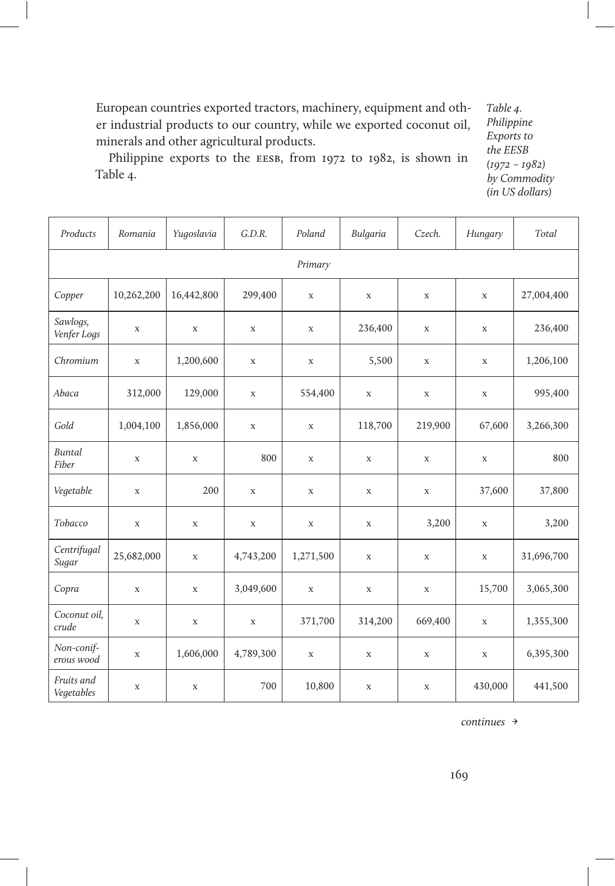European countries exported tractors, machinery, equipment and other industrial products to our country, while we exported coconut oil, minerals and other agricultural products.

Philippine exports to the EESB, from 1972 to 1982, is shown in Table 4.

*Table 4. Philippine Exports to the EESB (1972 – 1982) by Commodity (in US dollars)*

| *Products* | *Romania* | *Yugoslavia* | *G.D.R.* | *Poland* | *Bulgaria* | *Czech.* | *Hungary* | *Total* |
|---|---|---|---|---|---|---|---|---|
| | | | | *Primary* | | | | |
| *Copper* | 10,262,200 | 16,442,800 | 299,400 | x | x | x | x | 27,004,400 |
| *Sawlogs, Venfer Logs* | x | x | x | x | 236,400 | x | x | 236,400 |
| *Chromium* | x | 1,200,600 | x | x | 5,500 | x | x | 1,206,100 |
| *Abaca* | 312,000 | 129,000 | x | 554,400 | x | x | x | 995,400 |
| *Gold* | 1,004,100 | 1,856,000 | x | x | 118,700 | 219,900 | 67,600 | 3,266,300 |
| *Buntal Fiber* | x | x | 800 | x | x | x | x | 800 |
| *Vegetable* | x | 200 | x | x | x | x | 37,600 | 37,800 |
| *Tobacco* | x | x | x | x | x | 3,200 | x | 3,200 |
| *Centrifugal Sugar* | 25,682,000 | x | 4,743,200 | 1,271,500 | x | x | x | 31,696,700 |
| *Copra* | x | x | 3,049,600 | x | x | x | 15,700 | 3,065,300 |
| *Coconut oil, crude* | x | x | x | 371,700 | 314,200 | 669,400 | x | 1,355,300 |
| *Non-coniferous wood* | x | 1,606,000 | 4,789,300 | x | x | x | x | 6,395,300 |
| *Fruits and Vegetables* | x | x | 700 | 10,800 | x | x | 430,000 | 441,500 |

*continues →*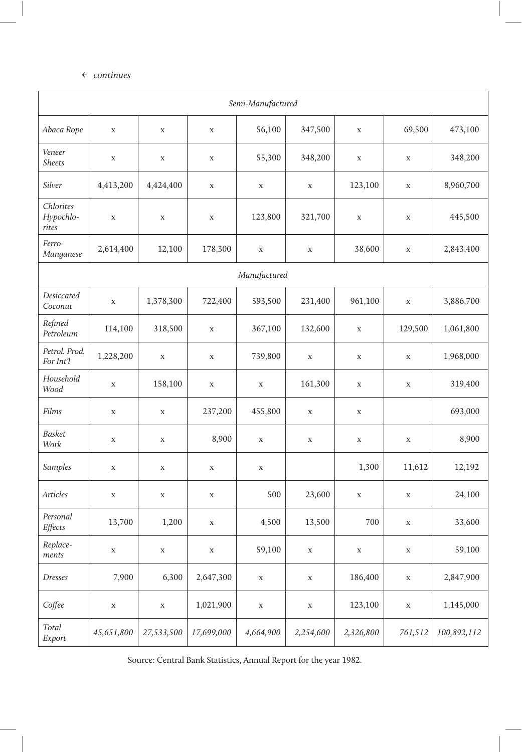← *continues*

| | | | | | | | | |
|---|---|---|---|---|---|---|---|---|
| *Semi-Manufactured* | | | | | | | | |
| *Abaca Rope* | x | x | x | 56,100 | 347,500 | x | 69,500 | 473,100 |
| *Veneer Sheets* | x | x | x | 55,300 | 348,200 | x | x | 348,200 |
| *Silver* | 4,413,200 | 4,424,400 | x | x | x | 123,100 | x | 8,960,700 |
| *Chlorites Hypochlo-rites* | x | x | x | 123,800 | 321,700 | x | x | 445,500 |
| *Ferro-Manganese* | 2,614,400 | 12,100 | 178,300 | x | x | 38,600 | x | 2,843,400 |
| *Manufactured* | | | | | | | | |
| *Desiccated Coconut* | x | 1,378,300 | 722,400 | 593,500 | 231,400 | 961,100 | x | 3,886,700 |
| *Refined Petroleum* | 114,100 | 318,500 | x | 367,100 | 132,600 | x | 129,500 | 1,061,800 |
| *Petrol. Prod. For Int'l* | 1,228,200 | x | x | 739,800 | x | x | x | 1,968,000 |
| *Household Wood* | x | 158,100 | x | x | 161,300 | x | x | 319,400 |
| *Films* | x | x | 237,200 | 455,800 | x | x | | 693,000 |
| *Basket Work* | x | x | 8,900 | x | x | x | x | 8,900 |
| *Samples* | x | x | x | x | | 1,300 | 11,612 | 12,192 |
| *Articles* | x | x | x | 500 | 23,600 | x | x | 24,100 |
| *Personal Effects* | 13,700 | 1,200 | x | 4,500 | 13,500 | 700 | x | 33,600 |
| *Replace-ments* | x | x | x | 59,100 | x | x | x | 59,100 |
| *Dresses* | 7,900 | 6,300 | 2,647,300 | x | x | 186,400 | x | 2,847,900 |
| *Coffee* | x | x | 1,021,900 | x | x | 123,100 | x | 1,145,000 |
| *Total Export* | *45,651,800* | *27,533,500* | *17,699,000* | *4,664,900* | *2,254,600* | *2,326,800* | *761,512* | *100,892,112* |

Source: Central Bank Statistics, Annual Report for the year 1982.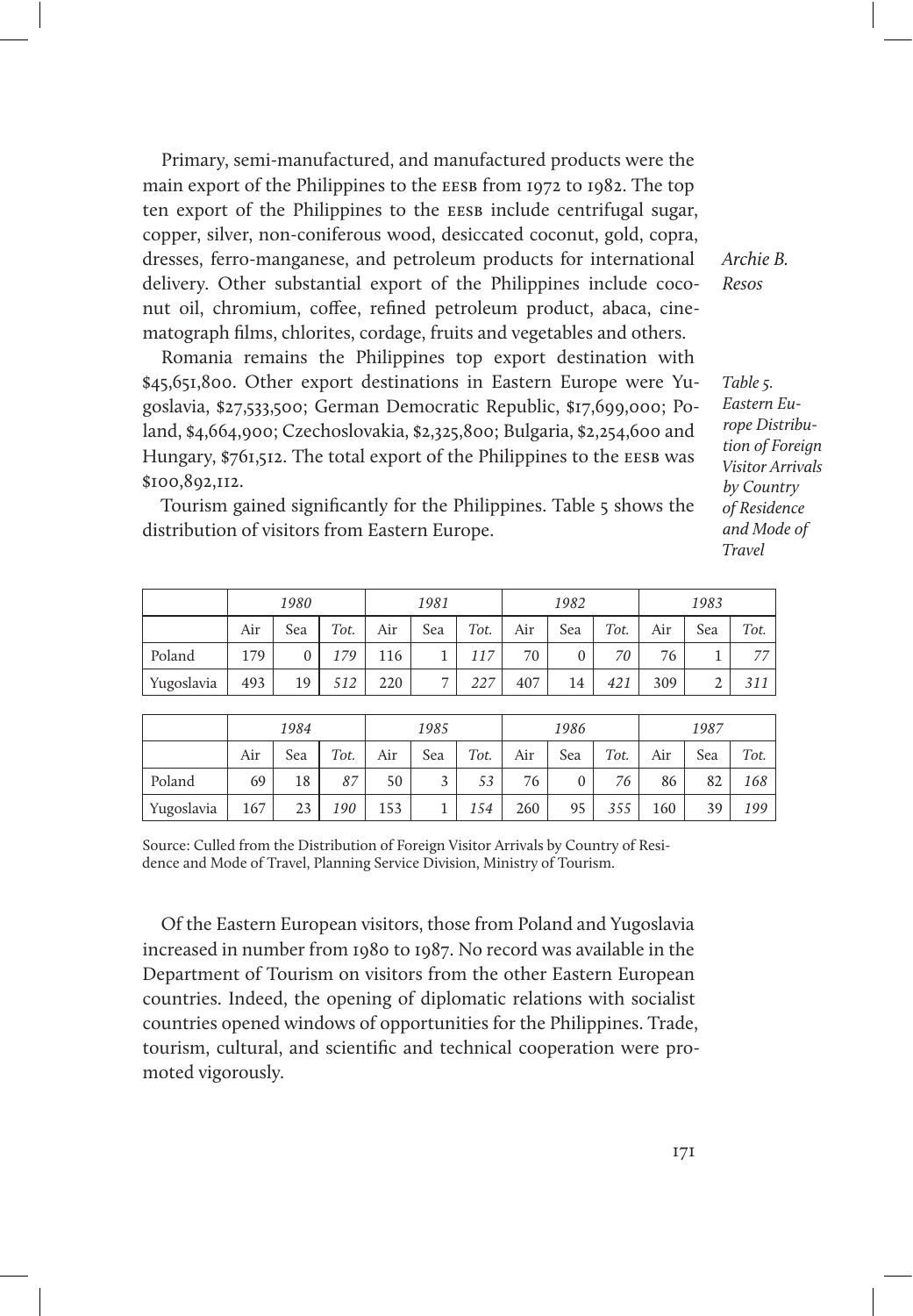Primary, semi-manufactured, and manufactured products were the main export of the Philippines to the EESB from 1972 to 1982. The top ten export of the Philippines to the EESB include centrifugal sugar, copper, silver, non-coniferous wood, desiccated coconut, gold, copra, dresses, ferro-manganese, and petroleum products for international delivery. Other substantial export of the Philippines include coconut oil, chromium, coffee, refined petroleum product, abaca, cinematograph films, chlorites, cordage, fruits and vegetables and others.

Romania remains the Philippines top export destination with $45,651,800. Other export destinations in Eastern Europe were Yugoslavia, $27,533,500; German Democratic Republic, $17,699,000; Poland, $4,664,900; Czechoslovakia, $2,325,800; Bulgaria, $2,254,600 and Hungary, $761,512. The total export of the Philippines to the EESB was $100,892,112.

Tourism gained significantly for the Philippines. Table 5 shows the distribution of visitors from Eastern Europe.

*Table 5. Eastern Europe Distribution of Foreign Visitor Arrivals by Country of Residence and Mode of Travel*

| | *1980* | | | *1981* | | | *1982* | | | *1983* | | |
|---|---|---|---|---|---|---|---|---|---|---|---|---|
| | Air | Sea | *Tot.* | Air | Sea | *Tot.* | Air | Sea | *Tot.* | Air | Sea | *Tot.* |
| Poland | 179 | 0 | *179* | 116 | 1 | *117* | 70 | 0 | *70* | 76 | 1 | *77* |
| Yugoslavia | 493 | 19 | *512* | 220 | 7 | *227* | 407 | 14 | *421* | 309 | 2 | *311* |

| | *1984* | | | *1985* | | | *1986* | | | *1987* | | |
|---|---|---|---|---|---|---|---|---|---|---|---|---|
| | Air | Sea | *Tot.* | Air | Sea | *Tot.* | Air | Sea | *Tot.* | Air | Sea | *Tot.* |
| Poland | 69 | 18 | *87* | 50 | 3 | *53* | 76 | 0 | *76* | 86 | 82 | *168* |
| Yugoslavia | 167 | 23 | *190* | 153 | 1 | *154* | 260 | 95 | *355* | 160 | 39 | *199* |

Source: Culled from the Distribution of Foreign Visitor Arrivals by Country of Residence and Mode of Travel, Planning Service Division, Ministry of Tourism.

Of the Eastern European visitors, those from Poland and Yugoslavia increased in number from 1980 to 1987. No record was available in the Department of Tourism on visitors from the other Eastern European countries. Indeed, the opening of diplomatic relations with socialist countries opened windows of opportunities for the Philippines. Trade, tourism, cultural, and scientific and technical cooperation were promoted vigorously.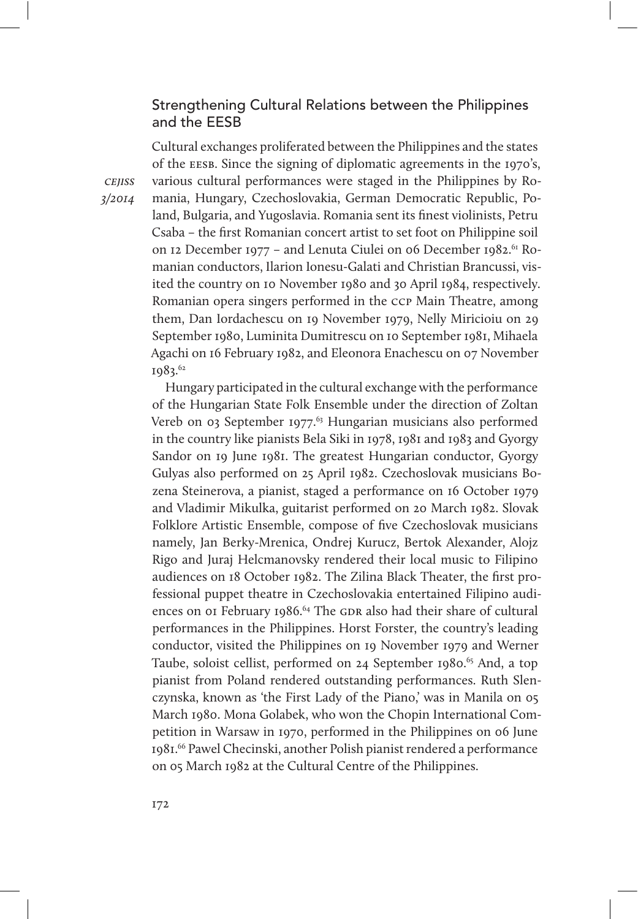## Strengthening Cultural Relations between the Philippines and the EESB

Cultural exchanges proliferated between the Philippines and the states of the EESB. Since the signing of diplomatic agreements in the 1970's, various cultural performances were staged in the Philippines by Romania, Hungary, Czechoslovakia, German Democratic Republic, Poland, Bulgaria, and Yugoslavia. Romania sent its finest violinists, Petru Csaba – the first Romanian concert artist to set foot on Philippine soil on 12 December 1977 – and Lenuta Ciulei on 06 December 1982.[61] Romanian conductors, Ilarion Ionesu-Galati and Christian Brancussi, visited the country on 10 November 1980 and 30 April 1984, respectively. Romanian opera singers performed in the CCP Main Theatre, among them, Dan Iordachescu on 19 November 1979, Nelly Miricioiu on 29 September 1980, Luminita Dumitrescu on 10 September 1981, Mihaela Agachi on 16 February 1982, and Eleonora Enachescu on 07 November 1983.[62]

Hungary participated in the cultural exchange with the performance of the Hungarian State Folk Ensemble under the direction of Zoltan Vereb on 03 September 1977.[63] Hungarian musicians also performed in the country like pianists Bela Siki in 1978, 1981 and 1983 and Gyorgy Sandor on 19 June 1981. The greatest Hungarian conductor, Gyorgy Gulyas also performed on 25 April 1982. Czechoslovak musicians Bozena Steinerova, a pianist, staged a performance on 16 October 1979 and Vladimir Mikulka, guitarist performed on 20 March 1982. Slovak Folklore Artistic Ensemble, compose of five Czechoslovak musicians namely, Jan Berky-Mrenica, Ondrej Kurucz, Bertok Alexander, Alojz Rigo and Juraj Helcmanovsky rendered their local music to Filipino audiences on 18 October 1982. The Zilina Black Theater, the first professional puppet theatre in Czechoslovakia entertained Filipino audiences on 01 February 1986.[64] The GDR also had their share of cultural performances in the Philippines. Horst Forster, the country's leading conductor, visited the Philippines on 19 November 1979 and Werner Taube, soloist cellist, performed on 24 September 1980.[65] And, a top pianist from Poland rendered outstanding performances. Ruth Slenczynska, known as 'the First Lady of the Piano,' was in Manila on 05 March 1980. Mona Golabek, who won the Chopin International Competition in Warsaw in 1970, performed in the Philippines on 06 June 1981.[66] Pawel Checinski, another Polish pianist rendered a performance on 05 March 1982 at the Cultural Centre of the Philippines.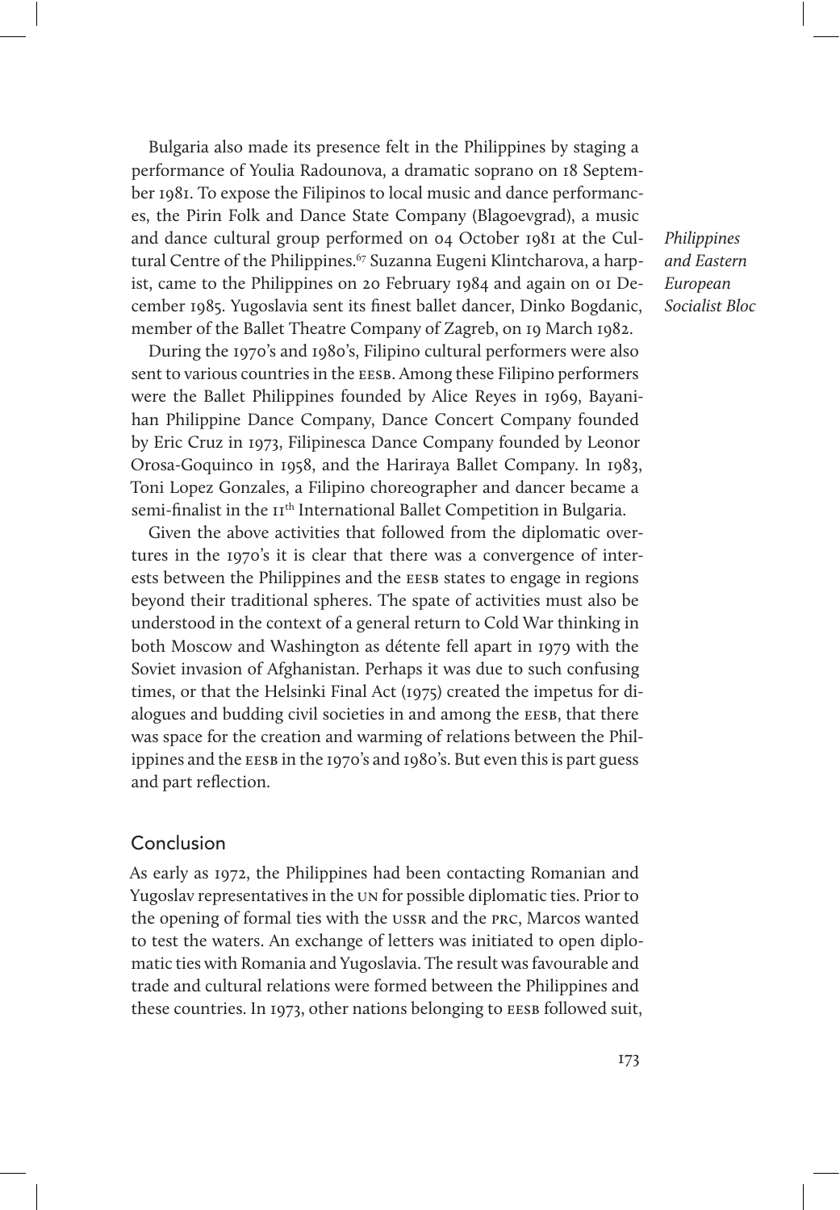Bulgaria also made its presence felt in the Philippines by staging a performance of Youlia Radounova, a dramatic soprano on 18 September 1981. To expose the Filipinos to local music and dance performances, the Pirin Folk and Dance State Company (Blagoevgrad), a music and dance cultural group performed on 04 October 1981 at the Cultural Centre of the Philippines.[67] Suzanna Eugeni Klintcharova, a harpist, came to the Philippines on 20 February 1984 and again on 01 December 1985. Yugoslavia sent its finest ballet dancer, Dinko Bogdanic, member of the Ballet Theatre Company of Zagreb, on 19 March 1982.

During the 1970's and 1980's, Filipino cultural performers were also sent to various countries in the EESB. Among these Filipino performers were the Ballet Philippines founded by Alice Reyes in 1969, Bayanihan Philippine Dance Company, Dance Concert Company founded by Eric Cruz in 1973, Filipinesca Dance Company founded by Leonor Orosa-Goquinco in 1958, and the Hariraya Ballet Company. In 1983, Toni Lopez Gonzales, a Filipino choreographer and dancer became a semi-finalist in the 11th International Ballet Competition in Bulgaria.

Given the above activities that followed from the diplomatic overtures in the 1970's it is clear that there was a convergence of interests between the Philippines and the EESB states to engage in regions beyond their traditional spheres. The spate of activities must also be understood in the context of a general return to Cold War thinking in both Moscow and Washington as détente fell apart in 1979 with the Soviet invasion of Afghanistan. Perhaps it was due to such confusing times, or that the Helsinki Final Act (1975) created the impetus for dialogues and budding civil societies in and among the EESB, that there was space for the creation and warming of relations between the Philippines and the EESB in the 1970's and 1980's. But even this is part guess and part reflection.

## Conclusion

As early as 1972, the Philippines had been contacting Romanian and Yugoslav representatives in the UN for possible diplomatic ties. Prior to the opening of formal ties with the USSR and the PRC, Marcos wanted to test the waters. An exchange of letters was initiated to open diplomatic ties with Romania and Yugoslavia. The result was favourable and trade and cultural relations were formed between the Philippines and these countries. In 1973, other nations belonging to EESB followed suit,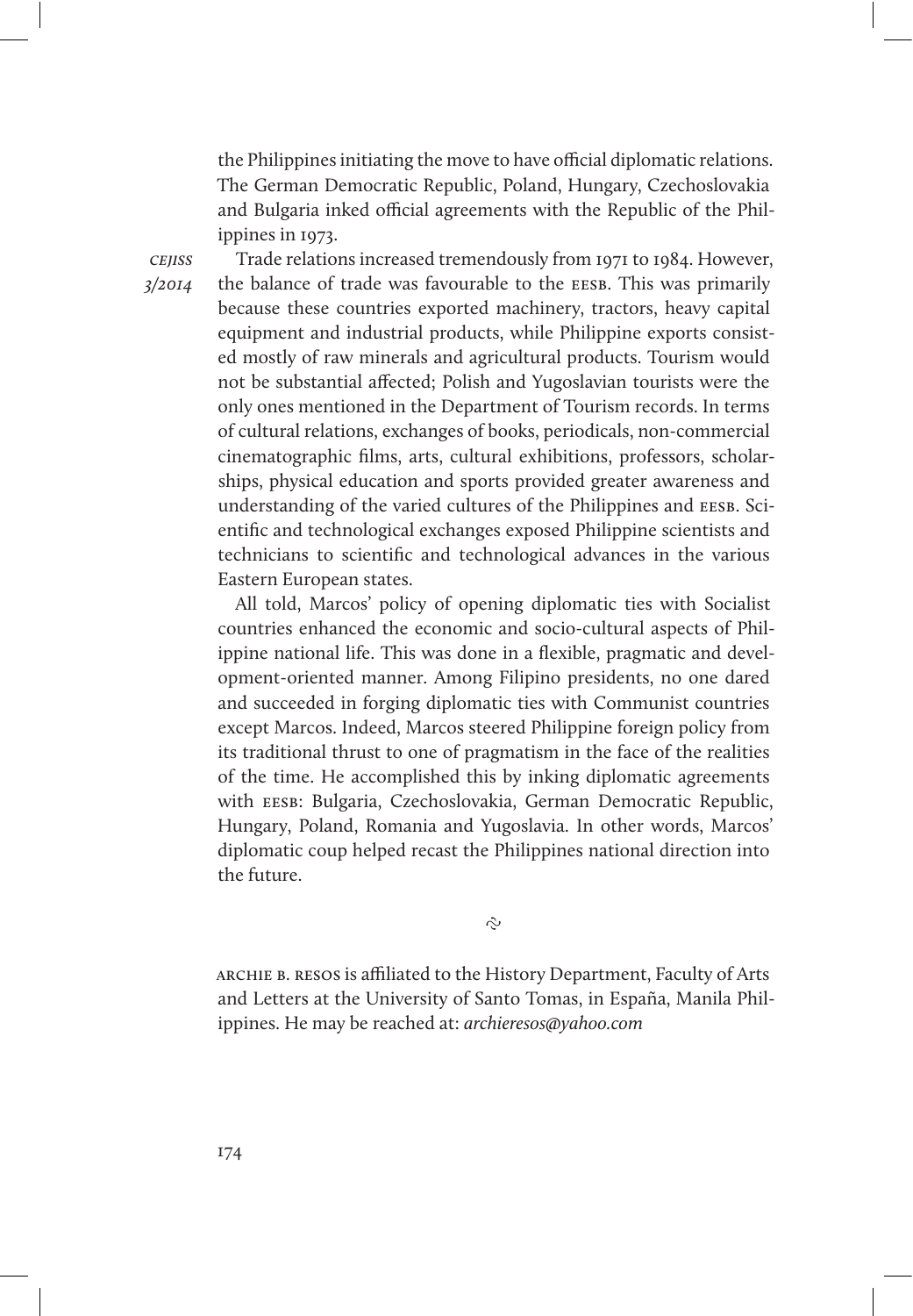the Philippines initiating the move to have official diplomatic relations. The German Democratic Republic, Poland, Hungary, Czechoslovakia and Bulgaria inked official agreements with the Republic of the Philippines in 1973.

Trade relations increased tremendously from 1971 to 1984. However, the balance of trade was favourable to the EESB. This was primarily because these countries exported machinery, tractors, heavy capital equipment and industrial products, while Philippine exports consisted mostly of raw minerals and agricultural products. Tourism would not be substantial affected; Polish and Yugoslavian tourists were the only ones mentioned in the Department of Tourism records. In terms of cultural relations, exchanges of books, periodicals, non-commercial cinematographic films, arts, cultural exhibitions, professors, scholarships, physical education and sports provided greater awareness and understanding of the varied cultures of the Philippines and EESB. Scientific and technological exchanges exposed Philippine scientists and technicians to scientific and technological advances in the various Eastern European states.

All told, Marcos' policy of opening diplomatic ties with Socialist countries enhanced the economic and socio-cultural aspects of Philippine national life. This was done in a flexible, pragmatic and development-oriented manner. Among Filipino presidents, no one dared and succeeded in forging diplomatic ties with Communist countries except Marcos. Indeed, Marcos steered Philippine foreign policy from its traditional thrust to one of pragmatism in the face of the realities of the time. He accomplished this by inking diplomatic agreements with EESB: Bulgaria, Czechoslovakia, German Democratic Republic, Hungary, Poland, Romania and Yugoslavia. In other words, Marcos' diplomatic coup helped recast the Philippines national direction into the future.

ARCHIE B. RESOS is affiliated to the History Department, Faculty of Arts and Letters at the University of Santo Tomas, in España, Manila Philippines. He may be reached at: *archieresos@yahoo.com*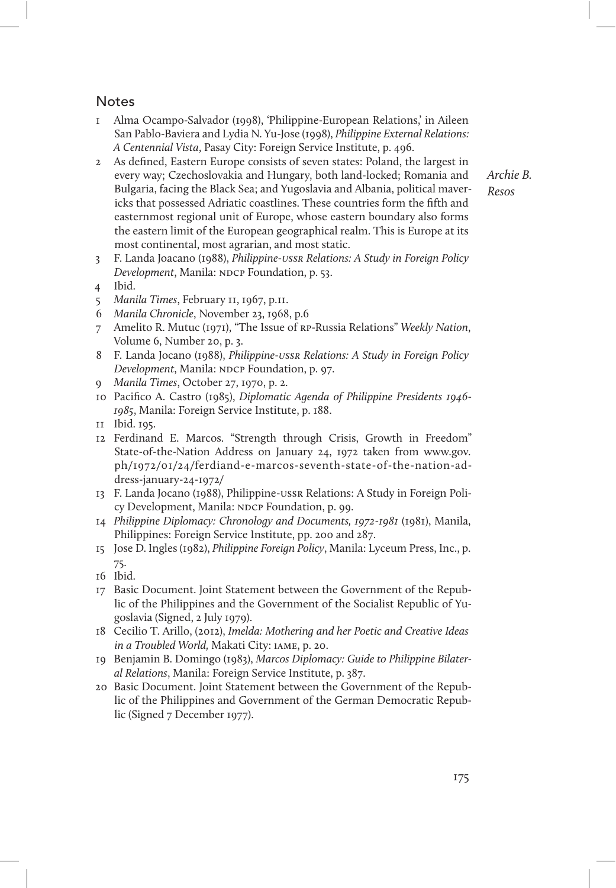## Notes

1 Alma Ocampo-Salvador (1998), 'Philippine-European Relations,' in Aileen San Pablo-Baviera and Lydia N. Yu-Jose (1998), *Philippine External Relations: A Centennial Vista*, Pasay City: Foreign Service Institute, p. 496.

2 As defined, Eastern Europe consists of seven states: Poland, the largest in every way; Czechoslovakia and Hungary, both land-locked; Romania and Bulgaria, facing the Black Sea; and Yugoslavia and Albania, political mavericks that possessed Adriatic coastlines. These countries form the fifth and easternmost regional unit of Europe, whose eastern boundary also forms the eastern limit of the European geographical realm. This is Europe at its most continental, most agrarian, and most static.

3 F. Landa Joacano (1988), *Philippine-USSR Relations: A Study in Foreign Policy Development*, Manila: NDCP Foundation, p. 53.

4 Ibid.

5 *Manila Times*, February 11, 1967, p.11.

6 *Manila Chronicle*, November 23, 1968, p.6

7 Amelito R. Mutuc (1971), "The Issue of RP-Russia Relations" *Weekly Nation*, Volume 6, Number 20, p. 3.

8 F. Landa Jocano (1988), *Philippine-USSR Relations: A Study in Foreign Policy Development*, Manila: NDCP Foundation, p. 97.

9 *Manila Times*, October 27, 1970, p. 2.

10 Pacifico A. Castro (1985), *Diplomatic Agenda of Philippine Presidents 1946-1985*, Manila: Foreign Service Institute, p. 188.

11 Ibid. 195.

12 Ferdinand E. Marcos. "Strength through Crisis, Growth in Freedom" State-of-the-Nation Address on January 24, 1972 taken from www.gov.ph/1972/01/24/ferdiand-e-marcos-seventh-state-of-the-nation-address-january-24-1972/

13 F. Landa Jocano (1988), Philippine-USSR Relations: A Study in Foreign Policy Development, Manila: NDCP Foundation, p. 99.

14 *Philippine Diplomacy: Chronology and Documents, 1972-1981* (1981), Manila, Philippines: Foreign Service Institute, pp. 200 and 287.

15 Jose D. Ingles (1982), *Philippine Foreign Policy*, Manila: Lyceum Press, Inc., p. 75.

16 Ibid.

17 Basic Document. Joint Statement between the Government of the Republic of the Philippines and the Government of the Socialist Republic of Yugoslavia (Signed, 2 July 1979).

18 Cecilio T. Arillo, (2012), *Imelda: Mothering and her Poetic and Creative Ideas in a Troubled World,* Makati City: IAME, p. 20.

19 Benjamin B. Domingo (1983), *Marcos Diplomacy: Guide to Philippine Bilateral Relations*, Manila: Foreign Service Institute, p. 387.

20 Basic Document. Joint Statement between the Government of the Republic of the Philippines and Government of the German Democratic Republic (Signed 7 December 1977).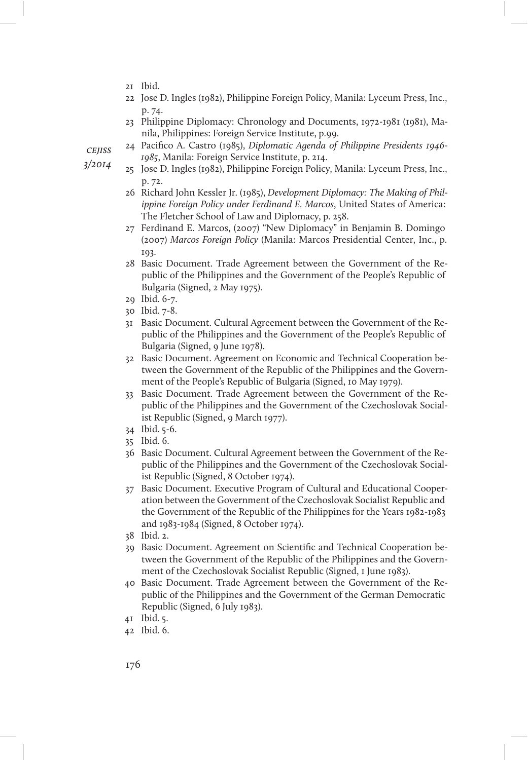21 Ibid.

22 Jose D. Ingles (1982), Philippine Foreign Policy, Manila: Lyceum Press, Inc., p. 74.

23 Philippine Diplomacy: Chronology and Documents, 1972-1981 (1981), Manila, Philippines: Foreign Service Institute, p.99.

24 Pacifico A. Castro (1985), *Diplomatic Agenda of Philippine Presidents 1946-1985*, Manila: Foreign Service Institute, p. 214.

25 Jose D. Ingles (1982), Philippine Foreign Policy, Manila: Lyceum Press, Inc., p. 72.

26 Richard John Kessler Jr. (1985), *Development Diplomacy: The Making of Philippine Foreign Policy under Ferdinand E. Marcos*, United States of America: The Fletcher School of Law and Diplomacy, p. 258.

27 Ferdinand E. Marcos, (2007) "New Diplomacy" in Benjamin B. Domingo (2007) *Marcos Foreign Policy* (Manila: Marcos Presidential Center, Inc., p. 193.

28 Basic Document. Trade Agreement between the Government of the Republic of the Philippines and the Government of the People's Republic of Bulgaria (Signed, 2 May 1975).

29 Ibid. 6-7.

30 Ibid. 7-8.

31 Basic Document. Cultural Agreement between the Government of the Republic of the Philippines and the Government of the People's Republic of Bulgaria (Signed, 9 June 1978).

32 Basic Document. Agreement on Economic and Technical Cooperation between the Government of the Republic of the Philippines and the Government of the People's Republic of Bulgaria (Signed, 10 May 1979).

33 Basic Document. Trade Agreement between the Government of the Republic of the Philippines and the Government of the Czechoslovak Socialist Republic (Signed, 9 March 1977).

34 Ibid. 5-6.

35 Ibid. 6.

36 Basic Document. Cultural Agreement between the Government of the Republic of the Philippines and the Government of the Czechoslovak Socialist Republic (Signed, 8 October 1974).

37 Basic Document. Executive Program of Cultural and Educational Cooperation between the Government of the Czechoslovak Socialist Republic and the Government of the Republic of the Philippines for the Years 1982-1983 and 1983-1984 (Signed, 8 October 1974).

38 Ibid. 2.

39 Basic Document. Agreement on Scientific and Technical Cooperation between the Government of the Republic of the Philippines and the Government of the Czechoslovak Socialist Republic (Signed, 1 June 1983).

40 Basic Document. Trade Agreement between the Government of the Republic of the Philippines and the Government of the German Democratic Republic (Signed, 6 July 1983).

41 Ibid. 5.

42 Ibid. 6.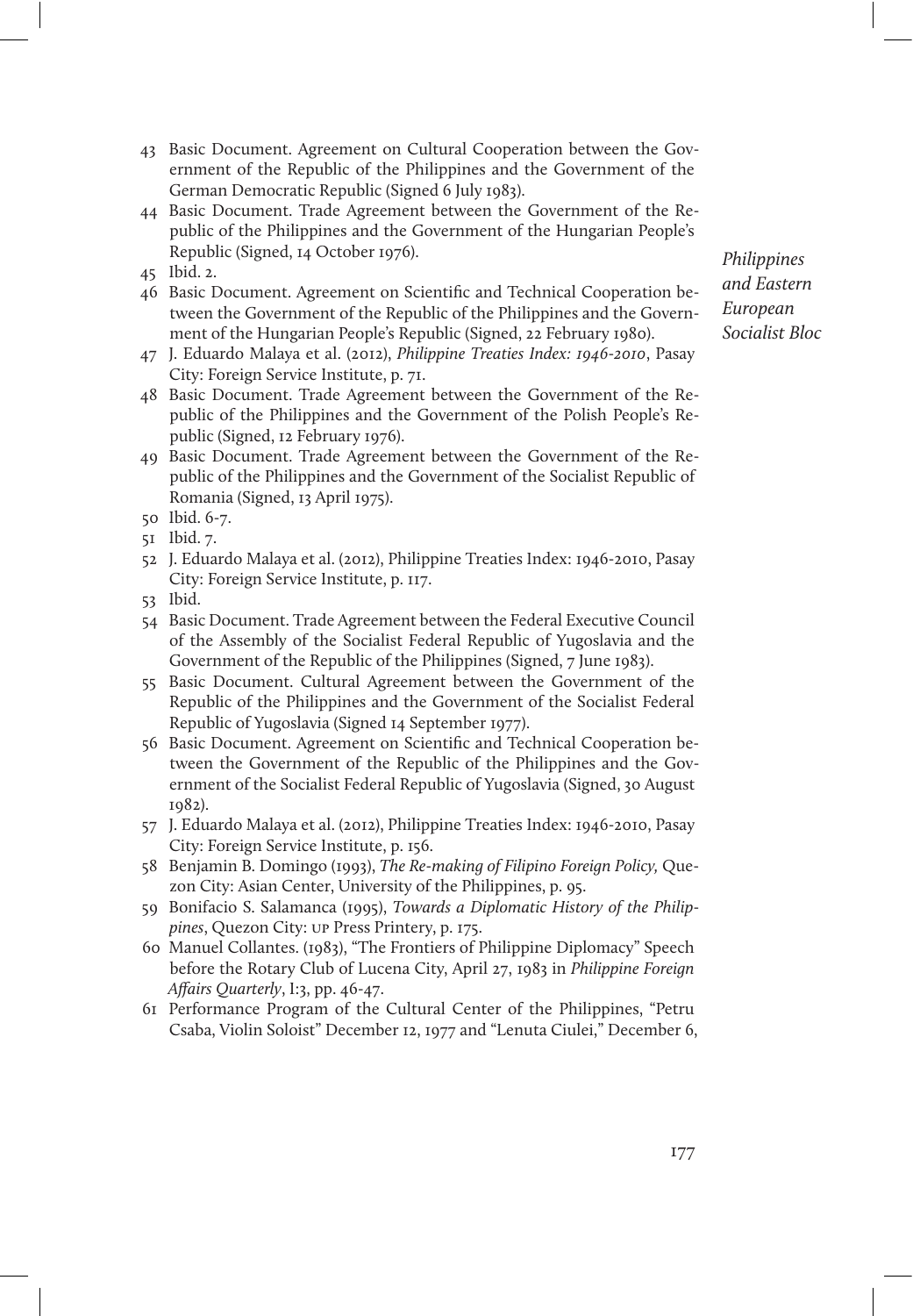43 Basic Document. Agreement on Cultural Cooperation between the Government of the Republic of the Philippines and the Government of the German Democratic Republic (Signed 6 July 1983).

44 Basic Document. Trade Agreement between the Government of the Republic of the Philippines and the Government of the Hungarian People's Republic (Signed, 14 October 1976).

45 Ibid. 2.

46 Basic Document. Agreement on Scientific and Technical Cooperation between the Government of the Republic of the Philippines and the Government of the Hungarian People's Republic (Signed, 22 February 1980).

47 J. Eduardo Malaya et al. (2012), *Philippine Treaties Index: 1946-2010*, Pasay City: Foreign Service Institute, p. 71.

48 Basic Document. Trade Agreement between the Government of the Republic of the Philippines and the Government of the Polish People's Republic (Signed, 12 February 1976).

49 Basic Document. Trade Agreement between the Government of the Republic of the Philippines and the Government of the Socialist Republic of Romania (Signed, 13 April 1975).

50 Ibid. 6-7.

51 Ibid. 7.

52 J. Eduardo Malaya et al. (2012), Philippine Treaties Index: 1946-2010, Pasay City: Foreign Service Institute, p. 117.

53 Ibid.

54 Basic Document. Trade Agreement between the Federal Executive Council of the Assembly of the Socialist Federal Republic of Yugoslavia and the Government of the Republic of the Philippines (Signed, 7 June 1983).

55 Basic Document. Cultural Agreement between the Government of the Republic of the Philippines and the Government of the Socialist Federal Republic of Yugoslavia (Signed 14 September 1977).

56 Basic Document. Agreement on Scientific and Technical Cooperation between the Government of the Republic of the Philippines and the Government of the Socialist Federal Republic of Yugoslavia (Signed, 30 August 1982).

57 J. Eduardo Malaya et al. (2012), Philippine Treaties Index: 1946-2010, Pasay City: Foreign Service Institute, p. 156.

58 Benjamin B. Domingo (1993), *The Re-making of Filipino Foreign Policy,* Quezon City: Asian Center, University of the Philippines, p. 95.

59 Bonifacio S. Salamanca (1995), *Towards a Diplomatic History of the Philippines*, Quezon City: UP Press Printery, p. 175.

60 Manuel Collantes. (1983), "The Frontiers of Philippine Diplomacy" Speech before the Rotary Club of Lucena City, April 27, 1983 in *Philippine Foreign Affairs Quarterly*, I:3, pp. 46-47.

61 Performance Program of the Cultural Center of the Philippines, "Petru Csaba, Violin Soloist" December 12, 1977 and "Lenuta Ciulei," December 6,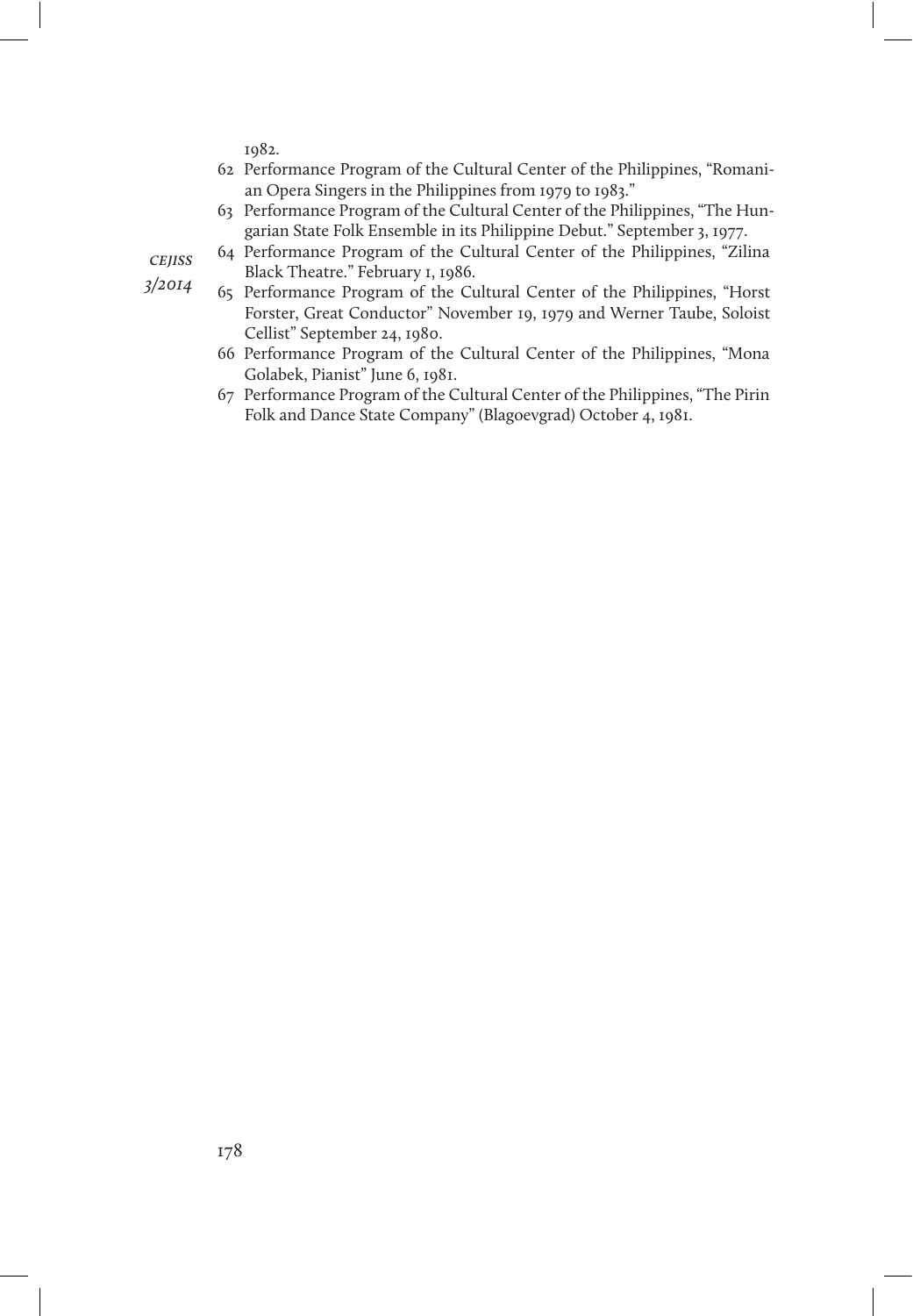1982.

62 Performance Program of the Cultural Center of the Philippines, "Romanian Opera Singers in the Philippines from 1979 to 1983."

63 Performance Program of the Cultural Center of the Philippines, "The Hungarian State Folk Ensemble in its Philippine Debut." September 3, 1977.

64 Performance Program of the Cultural Center of the Philippines, "Zilina Black Theatre." February 1, 1986.

65 Performance Program of the Cultural Center of the Philippines, "Horst Forster, Great Conductor" November 19, 1979 and Werner Taube, Soloist Cellist" September 24, 1980.

66 Performance Program of the Cultural Center of the Philippines, "Mona Golabek, Pianist" June 6, 1981.

67 Performance Program of the Cultural Center of the Philippines, "The Pirin Folk and Dance State Company" (Blagoevgrad) October 4, 1981.